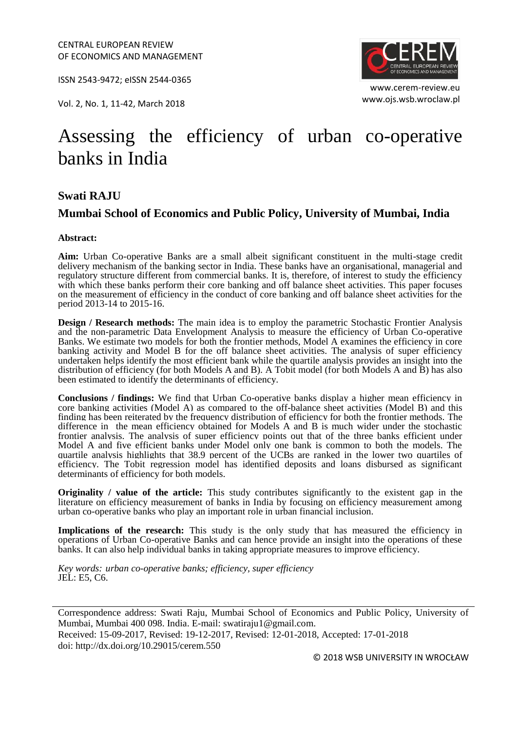CENTRAL EUROPEAN REVIEW
OF ECONOMICS AND MANAGEMENT

ISSN 2543-9472; eISSN 2544-0365

Vol. 2, No. 1, 11-42, March 2018

www.cerem-review.eu
www.ojs.wsb.wroclaw.pl

# Assessing the efficiency of urban co-operative banks in India

## Swati RAJU

## Mumbai School of Economics and Public Policy, University of Mumbai, India

**Abstract:**

**Aim:** Urban Co-operative Banks are a small albeit significant constituent in the multi-stage credit delivery mechanism of the banking sector in India. These banks have an organisational, managerial and regulatory structure different from commercial banks. It is, therefore, of interest to study the efficiency with which these banks perform their core banking and off balance sheet activities. This paper focuses on the measurement of efficiency in the conduct of core banking and off balance sheet activities for the period 2013-14 to 2015-16.

**Design / Research methods:** The main idea is to employ the parametric Stochastic Frontier Analysis and the non-parametric Data Envelopment Analysis to measure the efficiency of Urban Co-operative Banks. We estimate two models for both the frontier methods, Model A examines the efficiency in core banking activity and Model B for the off balance sheet activities. The analysis of super efficiency undertaken helps identify the most efficient bank while the quartile analysis provides an insight into the distribution of efficiency (for both Models A and B). A Tobit model (for both Models A and B) has also been estimated to identify the determinants of efficiency.

**Conclusions / findings:** We find that Urban Co-operative banks display a higher mean efficiency in core banking activities (Model A) as compared to the off-balance sheet activities (Model B) and this finding has been reiterated by the frequency distribution of efficiency for both the frontier methods. The difference in the mean efficiency obtained for Models A and B is much wider under the stochastic frontier analysis. The analysis of super efficiency points out that of the three banks efficient under Model A and five efficient banks under Model only one bank is common to both the models. The quartile analysis highlights that 38.9 percent of the UCBs are ranked in the lower two quartiles of efficiency. The Tobit regression model has identified deposits and loans disbursed as significant determinants of efficiency for both models.

**Originality / value of the article:** This study contributes significantly to the existent gap in the literature on efficiency measurement of banks in India by focusing on efficiency measurement among urban co-operative banks who play an important role in urban financial inclusion.

**Implications of the research:** This study is the only study that has measured the efficiency in operations of Urban Co-operative Banks and can hence provide an insight into the operations of these banks. It can also help individual banks in taking appropriate measures to improve efficiency.

*Key words: urban co-operative banks; efficiency, super efficiency*
JEL: E5, C6.

Correspondence address: Swati Raju, Mumbai School of Economics and Public Policy, University of Mumbai, Mumbai 400 098. India. E-mail: swatiraju1@gmail.com.
Received: 15-09-2017, Revised: 19-12-2017, Revised: 12-01-2018, Accepted: 17-01-2018
doi: http://dx.doi.org/10.29015/cerem.550

© 2018 WSB UNIVERSITY IN WROCŁAW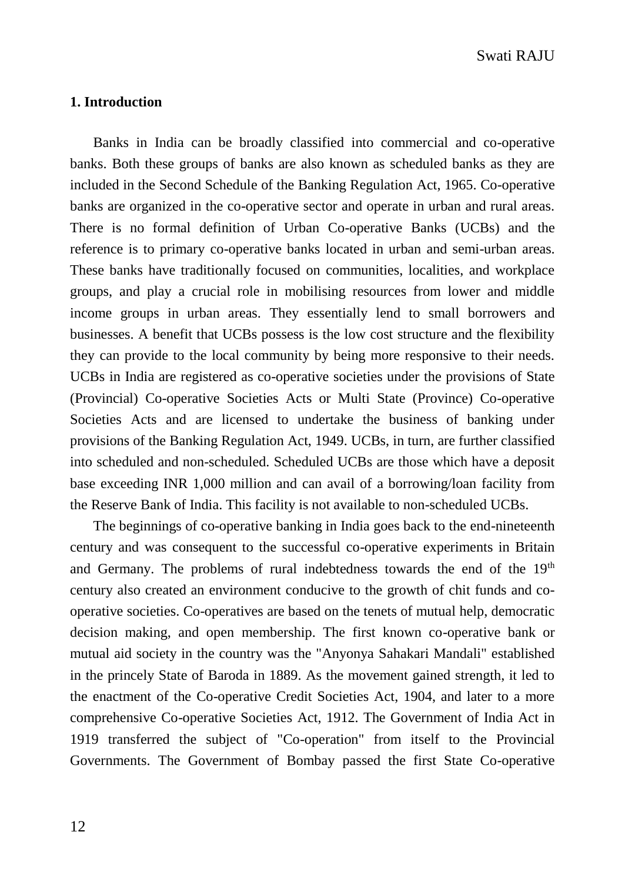## 1. Introduction

Banks in India can be broadly classified into commercial and co-operative banks. Both these groups of banks are also known as scheduled banks as they are included in the Second Schedule of the Banking Regulation Act, 1965. Co-operative banks are organized in the co-operative sector and operate in urban and rural areas. There is no formal definition of Urban Co-operative Banks (UCBs) and the reference is to primary co-operative banks located in urban and semi-urban areas. These banks have traditionally focused on communities, localities, and workplace groups, and play a crucial role in mobilising resources from lower and middle income groups in urban areas. They essentially lend to small borrowers and businesses. A benefit that UCBs possess is the low cost structure and the flexibility they can provide to the local community by being more responsive to their needs. UCBs in India are registered as co-operative societies under the provisions of State (Provincial) Co-operative Societies Acts or Multi State (Province) Co-operative Societies Acts and are licensed to undertake the business of banking under provisions of the Banking Regulation Act, 1949. UCBs, in turn, are further classified into scheduled and non-scheduled. Scheduled UCBs are those which have a deposit base exceeding INR 1,000 million and can avail of a borrowing/loan facility from the Reserve Bank of India. This facility is not available to non-scheduled UCBs.

The beginnings of co-operative banking in India goes back to the end-nineteenth century and was consequent to the successful co-operative experiments in Britain and Germany. The problems of rural indebtedness towards the end of the 19th century also created an environment conducive to the growth of chit funds and co-operative societies. Co-operatives are based on the tenets of mutual help, democratic decision making, and open membership. The first known co-operative bank or mutual aid society in the country was the "Anyonya Sahakari Mandali" established in the princely State of Baroda in 1889. As the movement gained strength, it led to the enactment of the Co-operative Credit Societies Act, 1904, and later to a more comprehensive Co-operative Societies Act, 1912. The Government of India Act in 1919 transferred the subject of "Co-operation" from itself to the Provincial Governments. The Government of Bombay passed the first State Co-operative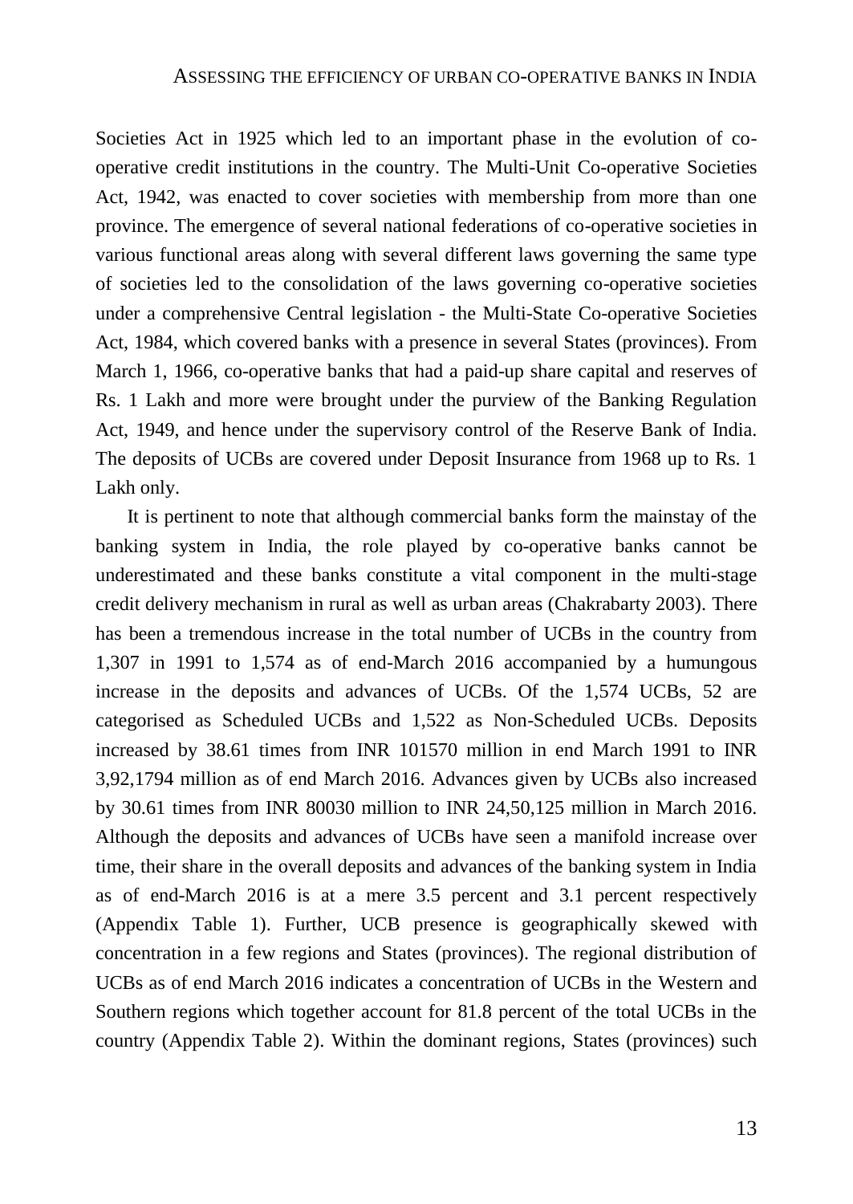Societies Act in 1925 which led to an important phase in the evolution of co-operative credit institutions in the country. The Multi-Unit Co-operative Societies Act, 1942, was enacted to cover societies with membership from more than one province. The emergence of several national federations of co-operative societies in various functional areas along with several different laws governing the same type of societies led to the consolidation of the laws governing co-operative societies under a comprehensive Central legislation - the Multi-State Co-operative Societies Act, 1984, which covered banks with a presence in several States (provinces). From March 1, 1966, co-operative banks that had a paid-up share capital and reserves of Rs. 1 Lakh and more were brought under the purview of the Banking Regulation Act, 1949, and hence under the supervisory control of the Reserve Bank of India. The deposits of UCBs are covered under Deposit Insurance from 1968 up to Rs. 1 Lakh only.

It is pertinent to note that although commercial banks form the mainstay of the banking system in India, the role played by co-operative banks cannot be underestimated and these banks constitute a vital component in the multi-stage credit delivery mechanism in rural as well as urban areas (Chakrabarty 2003). There has been a tremendous increase in the total number of UCBs in the country from 1,307 in 1991 to 1,574 as of end-March 2016 accompanied by a humungous increase in the deposits and advances of UCBs. Of the 1,574 UCBs, 52 are categorised as Scheduled UCBs and 1,522 as Non-Scheduled UCBs. Deposits increased by 38.61 times from INR 101570 million in end March 1991 to INR 3,92,1794 million as of end March 2016. Advances given by UCBs also increased by 30.61 times from INR 80030 million to INR 24,50,125 million in March 2016. Although the deposits and advances of UCBs have seen a manifold increase over time, their share in the overall deposits and advances of the banking system in India as of end-March 2016 is at a mere 3.5 percent and 3.1 percent respectively (Appendix Table 1). Further, UCB presence is geographically skewed with concentration in a few regions and States (provinces). The regional distribution of UCBs as of end March 2016 indicates a concentration of UCBs in the Western and Southern regions which together account for 81.8 percent of the total UCBs in the country (Appendix Table 2). Within the dominant regions, States (provinces) such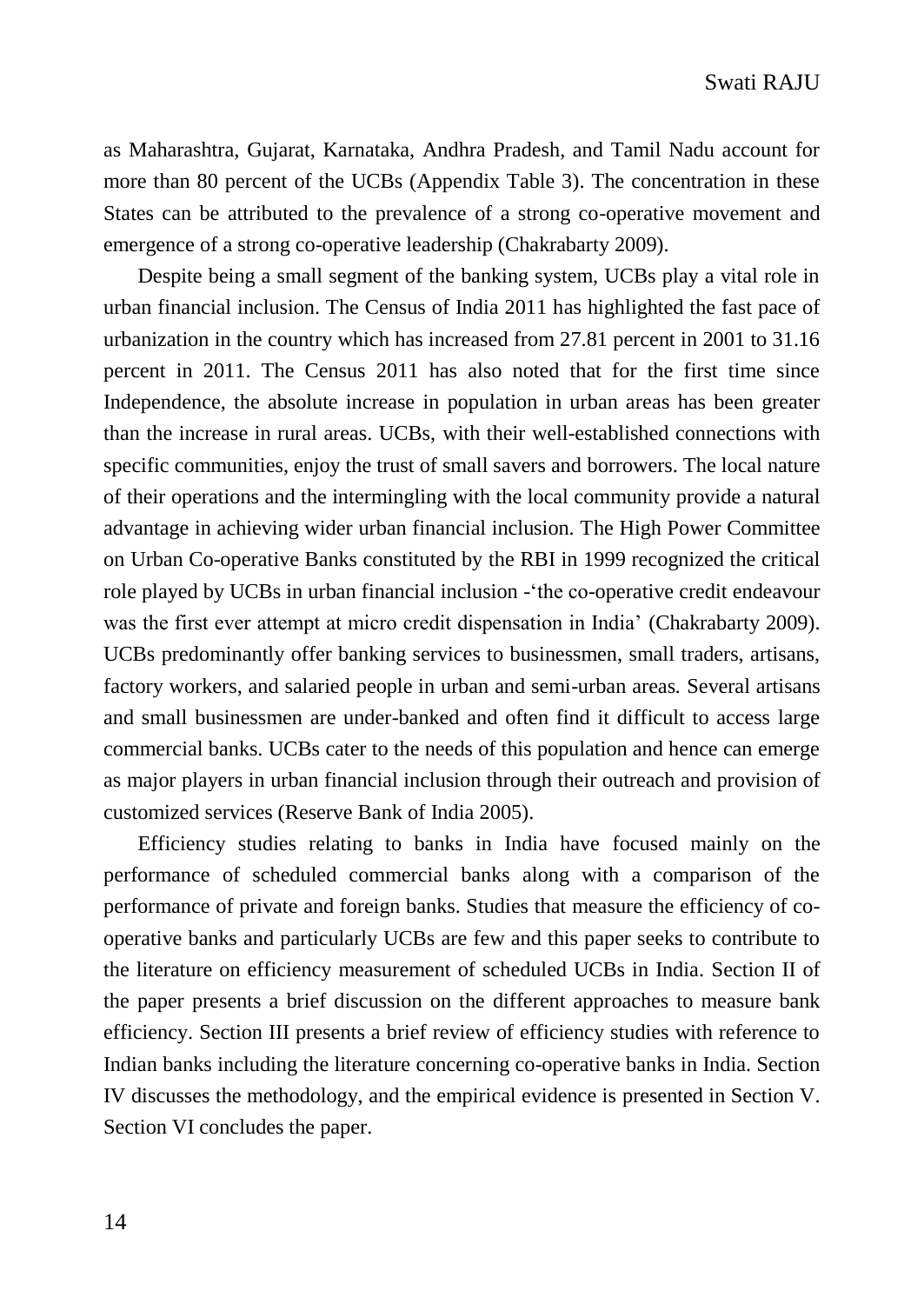as Maharashtra, Gujarat, Karnataka, Andhra Pradesh, and Tamil Nadu account for more than 80 percent of the UCBs (Appendix Table 3). The concentration in these States can be attributed to the prevalence of a strong co-operative movement and emergence of a strong co-operative leadership (Chakrabarty 2009).

Despite being a small segment of the banking system, UCBs play a vital role in urban financial inclusion. The Census of India 2011 has highlighted the fast pace of urbanization in the country which has increased from 27.81 percent in 2001 to 31.16 percent in 2011. The Census 2011 has also noted that for the first time since Independence, the absolute increase in population in urban areas has been greater than the increase in rural areas. UCBs, with their well-established connections with specific communities, enjoy the trust of small savers and borrowers. The local nature of their operations and the intermingling with the local community provide a natural advantage in achieving wider urban financial inclusion. The High Power Committee on Urban Co-operative Banks constituted by the RBI in 1999 recognized the critical role played by UCBs in urban financial inclusion -'the co-operative credit endeavour was the first ever attempt at micro credit dispensation in India' (Chakrabarty 2009). UCBs predominantly offer banking services to businessmen, small traders, artisans, factory workers, and salaried people in urban and semi-urban areas. Several artisans and small businessmen are under-banked and often find it difficult to access large commercial banks. UCBs cater to the needs of this population and hence can emerge as major players in urban financial inclusion through their outreach and provision of customized services (Reserve Bank of India 2005).

Efficiency studies relating to banks in India have focused mainly on the performance of scheduled commercial banks along with a comparison of the performance of private and foreign banks. Studies that measure the efficiency of co-operative banks and particularly UCBs are few and this paper seeks to contribute to the literature on efficiency measurement of scheduled UCBs in India. Section II of the paper presents a brief discussion on the different approaches to measure bank efficiency. Section III presents a brief review of efficiency studies with reference to Indian banks including the literature concerning co-operative banks in India. Section IV discusses the methodology, and the empirical evidence is presented in Section V. Section VI concludes the paper.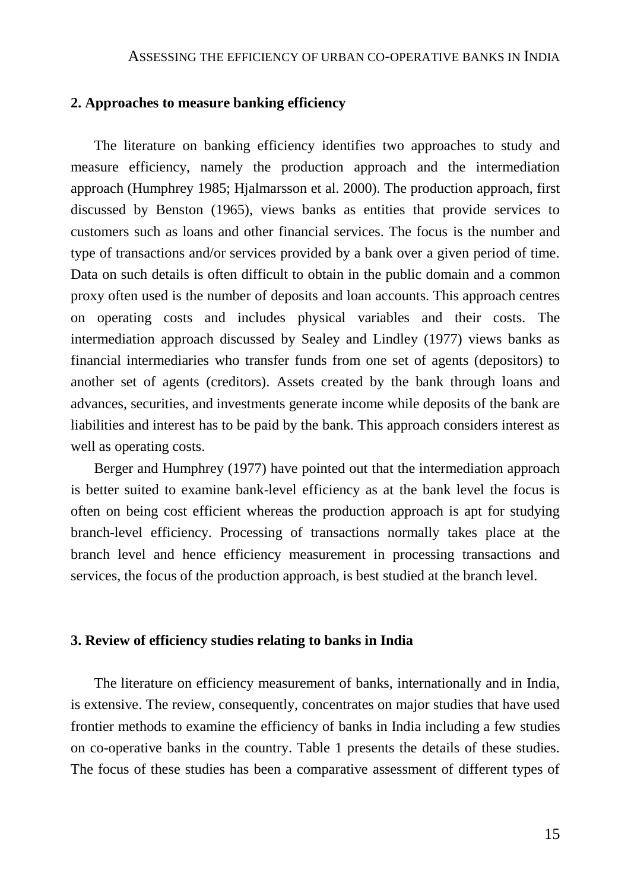## 2. Approaches to measure banking efficiency

The literature on banking efficiency identifies two approaches to study and measure efficiency, namely the production approach and the intermediation approach (Humphrey 1985; Hjalmarsson et al. 2000). The production approach, first discussed by Benston (1965), views banks as entities that provide services to customers such as loans and other financial services. The focus is the number and type of transactions and/or services provided by a bank over a given period of time. Data on such details is often difficult to obtain in the public domain and a common proxy often used is the number of deposits and loan accounts. This approach centres on operating costs and includes physical variables and their costs. The intermediation approach discussed by Sealey and Lindley (1977) views banks as financial intermediaries who transfer funds from one set of agents (depositors) to another set of agents (creditors). Assets created by the bank through loans and advances, securities, and investments generate income while deposits of the bank are liabilities and interest has to be paid by the bank. This approach considers interest as well as operating costs.

Berger and Humphrey (1977) have pointed out that the intermediation approach is better suited to examine bank-level efficiency as at the bank level the focus is often on being cost efficient whereas the production approach is apt for studying branch-level efficiency. Processing of transactions normally takes place at the branch level and hence efficiency measurement in processing transactions and services, the focus of the production approach, is best studied at the branch level.

## 3. Review of efficiency studies relating to banks in India

The literature on efficiency measurement of banks, internationally and in India, is extensive. The review, consequently, concentrates on major studies that have used frontier methods to examine the efficiency of banks in India including a few studies on co-operative banks in the country. Table 1 presents the details of these studies. The focus of these studies has been a comparative assessment of different types of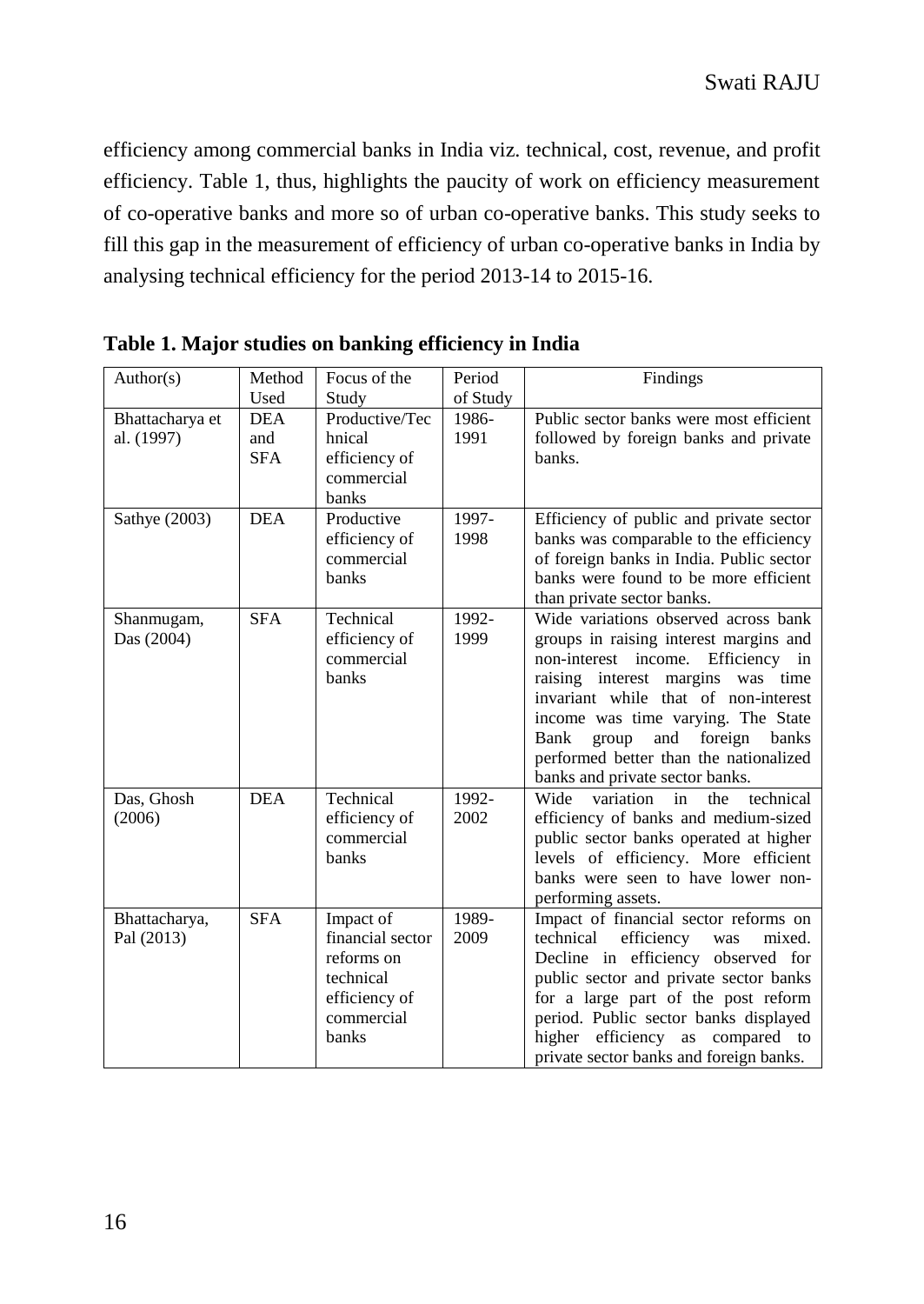efficiency among commercial banks in India viz. technical, cost, revenue, and profit efficiency. Table 1, thus, highlights the paucity of work on efficiency measurement of co-operative banks and more so of urban co-operative banks. This study seeks to fill this gap in the measurement of efficiency of urban co-operative banks in India by analysing technical efficiency for the period 2013-14 to 2015-16.

**Table 1. Major studies on banking efficiency in India**

| Author(s) | Method Used | Focus of the Study | Period of Study | Findings |
|---|---|---|---|---|
| Bhattacharya et al. (1997) | DEA and SFA | Productive/Technical efficiency of commercial banks | 1986-1991 | Public sector banks were most efficient followed by foreign banks and private banks. |
| Sathye (2003) | DEA | Productive efficiency of commercial banks | 1997-1998 | Efficiency of public and private sector banks was comparable to the efficiency of foreign banks in India. Public sector banks were found to be more efficient than private sector banks. |
| Shanmugam, Das (2004) | SFA | Technical efficiency of commercial banks | 1992-1999 | Wide variations observed across bank groups in raising interest margins and non-interest income. Efficiency in raising interest margins was time invariant while that of non-interest income was time varying. The State Bank group and foreign banks performed better than the nationalized banks and private sector banks. |
| Das, Ghosh (2006) | DEA | Technical efficiency of commercial banks | 1992-2002 | Wide variation in the technical efficiency of banks and medium-sized public sector banks operated at higher levels of efficiency. More efficient banks were seen to have lower non-performing assets. |
| Bhattacharya, Pal (2013) | SFA | Impact of financial sector reforms on technical efficiency of commercial banks | 1989-2009 | Impact of financial sector reforms on technical efficiency was mixed. Decline in efficiency observed for public sector and private sector banks for a large part of the post reform period. Public sector banks displayed higher efficiency as compared to private sector banks and foreign banks. |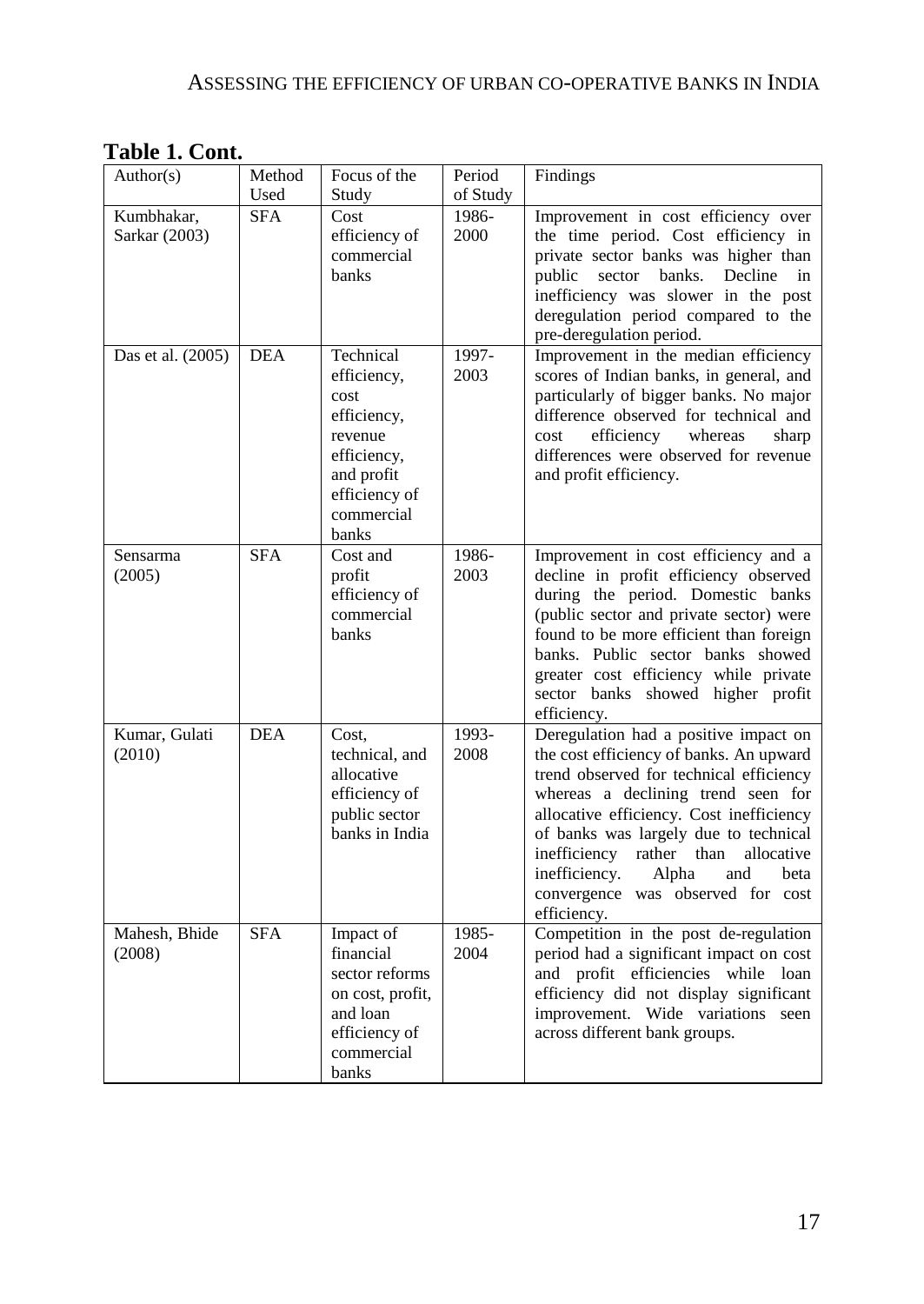**Table 1. Cont.**

| Author(s) | Method Used | Focus of the Study | Period of Study | Findings |
|---|---|---|---|---|
| Kumbhakar, Sarkar (2003) | SFA | Cost efficiency of commercial banks | 1986-2000 | Improvement in cost efficiency over the time period. Cost efficiency in private sector banks was higher than public sector banks. Decline in inefficiency was slower in the post deregulation period compared to the pre-deregulation period. |
| Das et al. (2005) | DEA | Technical efficiency, cost efficiency, revenue efficiency, and profit efficiency of commercial banks | 1997-2003 | Improvement in the median efficiency scores of Indian banks, in general, and particularly of bigger banks. No major difference observed for technical and cost efficiency whereas sharp differences were observed for revenue and profit efficiency. |
| Sensarma (2005) | SFA | Cost and profit efficiency of commercial banks | 1986-2003 | Improvement in cost efficiency and a decline in profit efficiency observed during the period. Domestic banks (public sector and private sector) were found to be more efficient than foreign banks. Public sector banks showed greater cost efficiency while private sector banks showed higher profit efficiency. |
| Kumar, Gulati (2010) | DEA | Cost, technical, and allocative efficiency of public sector banks in India | 1993-2008 | Deregulation had a positive impact on the cost efficiency of banks. An upward trend observed for technical efficiency whereas a declining trend seen for allocative efficiency. Cost inefficiency of banks was largely due to technical inefficiency rather than allocative inefficiency. Alpha and beta convergence was observed for cost efficiency. |
| Mahesh, Bhide (2008) | SFA | Impact of financial sector reforms on cost, profit, and loan efficiency of commercial banks | 1985-2004 | Competition in the post de-regulation period had a significant impact on cost and profit efficiencies while loan efficiency did not display significant improvement. Wide variations seen across different bank groups. |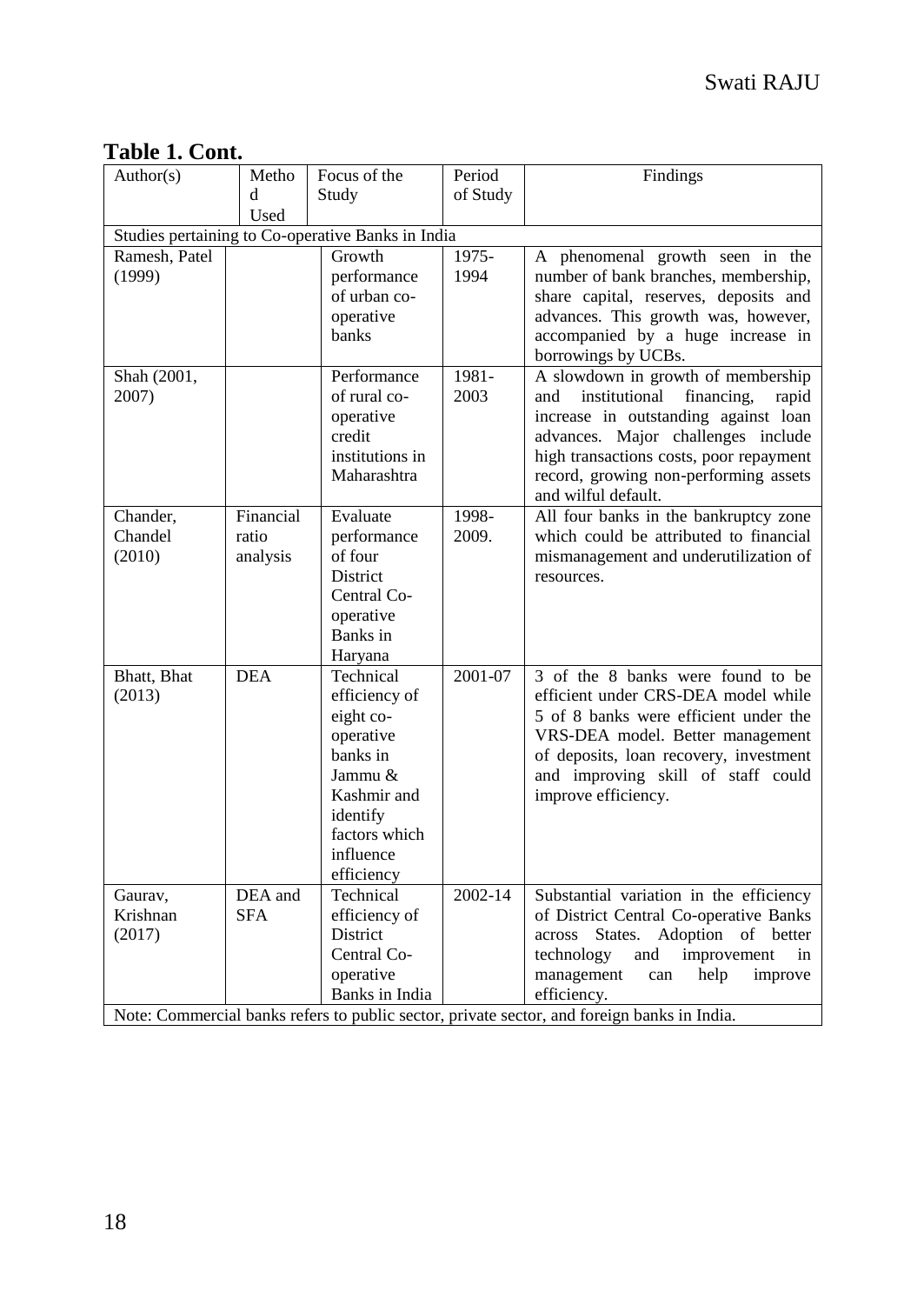**Table 1. Cont.**

| Author(s) | Method Used | Focus of the Study | Period of Study | Findings |
|---|---|---|---|---|
| Studies pertaining to Co-operative Banks in India | | | | |
| Ramesh, Patel (1999) | | Growth performance of urban co-operative banks | 1975-1994 | A phenomenal growth seen in the number of bank branches, membership, share capital, reserves, deposits and advances. This growth was, however, accompanied by a huge increase in borrowings by UCBs. |
| Shah (2001, 2007) | | Performance of rural co-operative credit institutions in Maharashtra | 1981-2003 | A slowdown in growth of membership and institutional financing, rapid increase in outstanding against loan advances. Major challenges include high transactions costs, poor repayment record, growing non-performing assets and wilful default. |
| Chander, Chandel (2010) | Financial ratio analysis | Evaluate performance of four District Central Co-operative Banks in Haryana | 1998-2009. | All four banks in the bankruptcy zone which could be attributed to financial mismanagement and underutilization of resources. |
| Bhatt, Bhat (2013) | DEA | Technical efficiency of eight co-operative banks in Jammu & Kashmir and identify factors which influence efficiency | 2001-07 | 3 of the 8 banks were found to be efficient under CRS-DEA model while 5 of 8 banks were efficient under the VRS-DEA model. Better management of deposits, loan recovery, investment and improving skill of staff could improve efficiency. |
| Gaurav, Krishnan (2017) | DEA and SFA | Technical efficiency of District Central Co-operative Banks in India | 2002-14 | Substantial variation in the efficiency of District Central Co-operative Banks across States. Adoption of better technology and improvement in management can help improve efficiency. |
| Note: Commercial banks refers to public sector, private sector, and foreign banks in India. | | | | |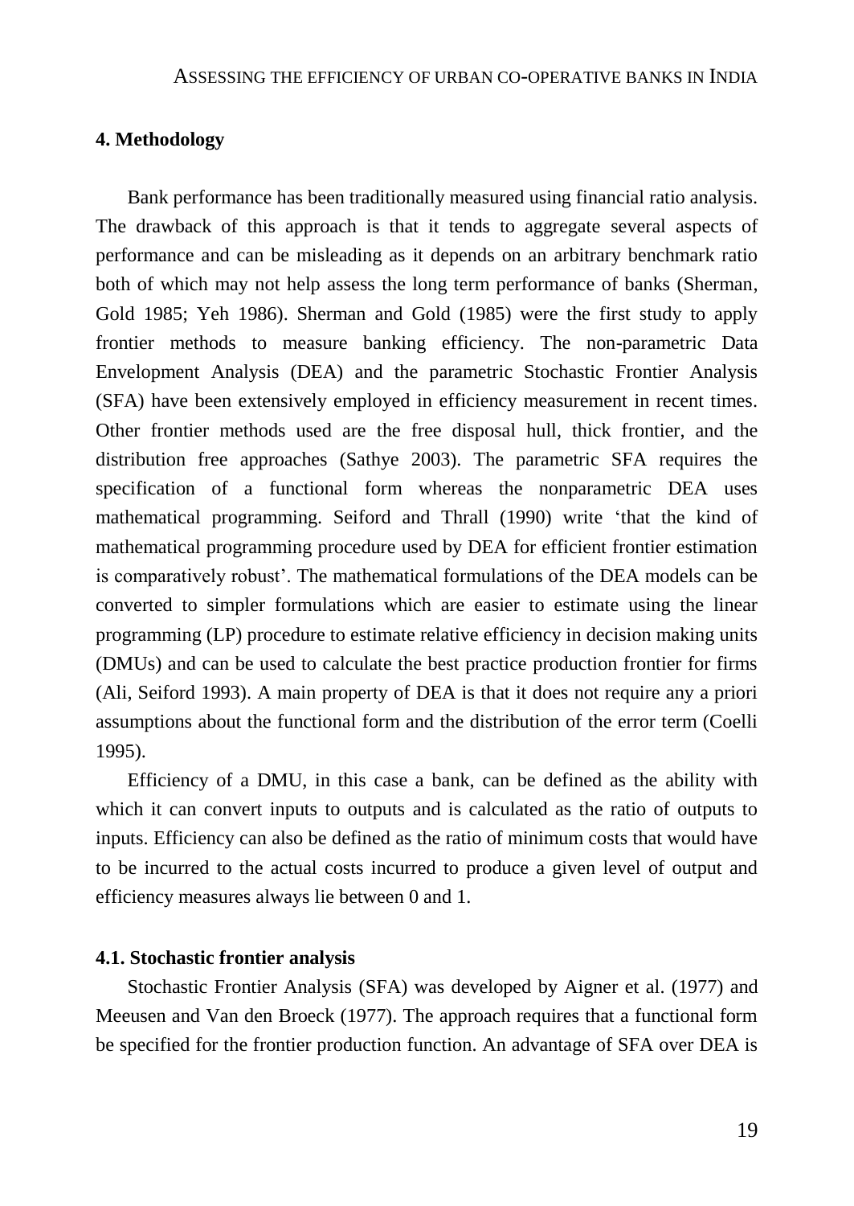## 4. Methodology

Bank performance has been traditionally measured using financial ratio analysis. The drawback of this approach is that it tends to aggregate several aspects of performance and can be misleading as it depends on an arbitrary benchmark ratio both of which may not help assess the long term performance of banks (Sherman, Gold 1985; Yeh 1986). Sherman and Gold (1985) were the first study to apply frontier methods to measure banking efficiency. The non-parametric Data Envelopment Analysis (DEA) and the parametric Stochastic Frontier Analysis (SFA) have been extensively employed in efficiency measurement in recent times. Other frontier methods used are the free disposal hull, thick frontier, and the distribution free approaches (Sathye 2003). The parametric SFA requires the specification of a functional form whereas the nonparametric DEA uses mathematical programming. Seiford and Thrall (1990) write 'that the kind of mathematical programming procedure used by DEA for efficient frontier estimation is comparatively robust'. The mathematical formulations of the DEA models can be converted to simpler formulations which are easier to estimate using the linear programming (LP) procedure to estimate relative efficiency in decision making units (DMUs) and can be used to calculate the best practice production frontier for firms (Ali, Seiford 1993). A main property of DEA is that it does not require any a priori assumptions about the functional form and the distribution of the error term (Coelli 1995).

Efficiency of a DMU, in this case a bank, can be defined as the ability with which it can convert inputs to outputs and is calculated as the ratio of outputs to inputs. Efficiency can also be defined as the ratio of minimum costs that would have to be incurred to the actual costs incurred to produce a given level of output and efficiency measures always lie between 0 and 1.

### 4.1. Stochastic frontier analysis

Stochastic Frontier Analysis (SFA) was developed by Aigner et al. (1977) and Meeusen and Van den Broeck (1977). The approach requires that a functional form be specified for the frontier production function. An advantage of SFA over DEA is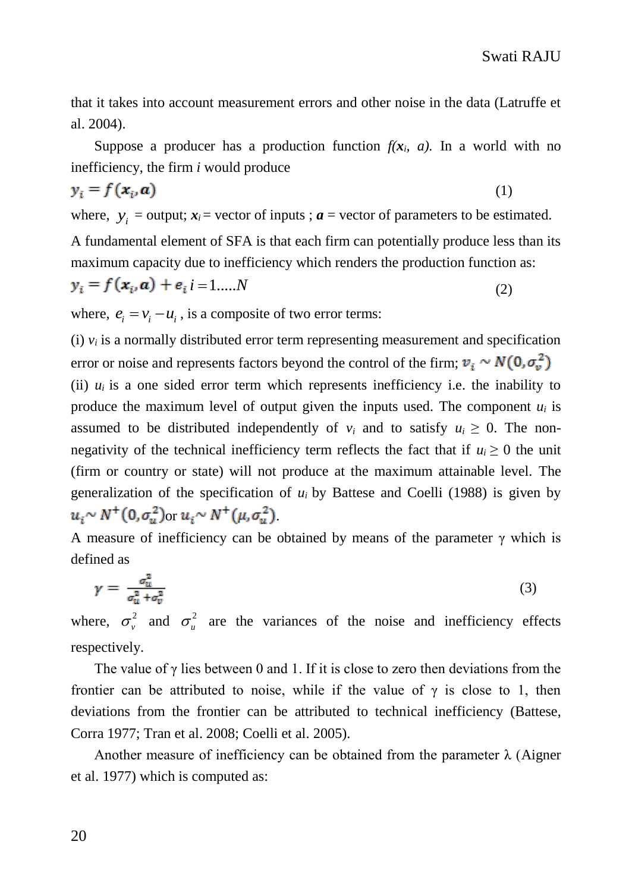that it takes into account measurement errors and other noise in the data (Latruffe et al. 2004).

Suppose a producer has a production function $f(\boldsymbol{x}_i, a)$. In a world with no inefficiency, the firm $i$ would produce

$$y_i = f(\boldsymbol{x}_i, \boldsymbol{a}) \tag{1}$$

where, $y_i$ = output; $\boldsymbol{x}_i$ = vector of inputs ; $\boldsymbol{a}$ = vector of parameters to be estimated.

A fundamental element of SFA is that each firm can potentially produce less than its maximum capacity due to inefficiency which renders the production function as:

$$y_i = f(\boldsymbol{x}_i, \boldsymbol{a}) + e_i \; i = 1.....N \tag{2}$$

where, $e_i = v_i - u_i$ , is a composite of two error terms:

(i) $v_i$ is a normally distributed error term representing measurement and specification error or noise and represents factors beyond the control of the firm; $v_i \sim N(0, \sigma_v^2)$

(ii) $u_i$ is a one sided error term which represents inefficiency i.e. the inability to produce the maximum level of output given the inputs used. The component $u_i$ is assumed to be distributed independently of $v_i$ and to satisfy $u_i \geq 0$. The non-negativity of the technical inefficiency term reflects the fact that if $u_i \geq 0$ the unit (firm or country or state) will not produce at the maximum attainable level. The generalization of the specification of $u_i$ by Battese and Coelli (1988) is given by $u_i \sim N^+(0, \sigma_u^2)$ or $u_i \sim N^+(\mu, \sigma_u^2)$.

A measure of inefficiency can be obtained by means of the parameter γ which is defined as

$$\gamma = \frac{\sigma_u^2}{\sigma_u^2 + \sigma_v^2} \tag{3}$$

where, $\sigma_v^2$ and $\sigma_u^2$ are the variances of the noise and inefficiency effects respectively.

The value of γ lies between 0 and 1. If it is close to zero then deviations from the frontier can be attributed to noise, while if the value of γ is close to 1, then deviations from the frontier can be attributed to technical inefficiency (Battese, Corra 1977; Tran et al. 2008; Coelli et al. 2005).

Another measure of inefficiency can be obtained from the parameter λ (Aigner et al. 1977) which is computed as: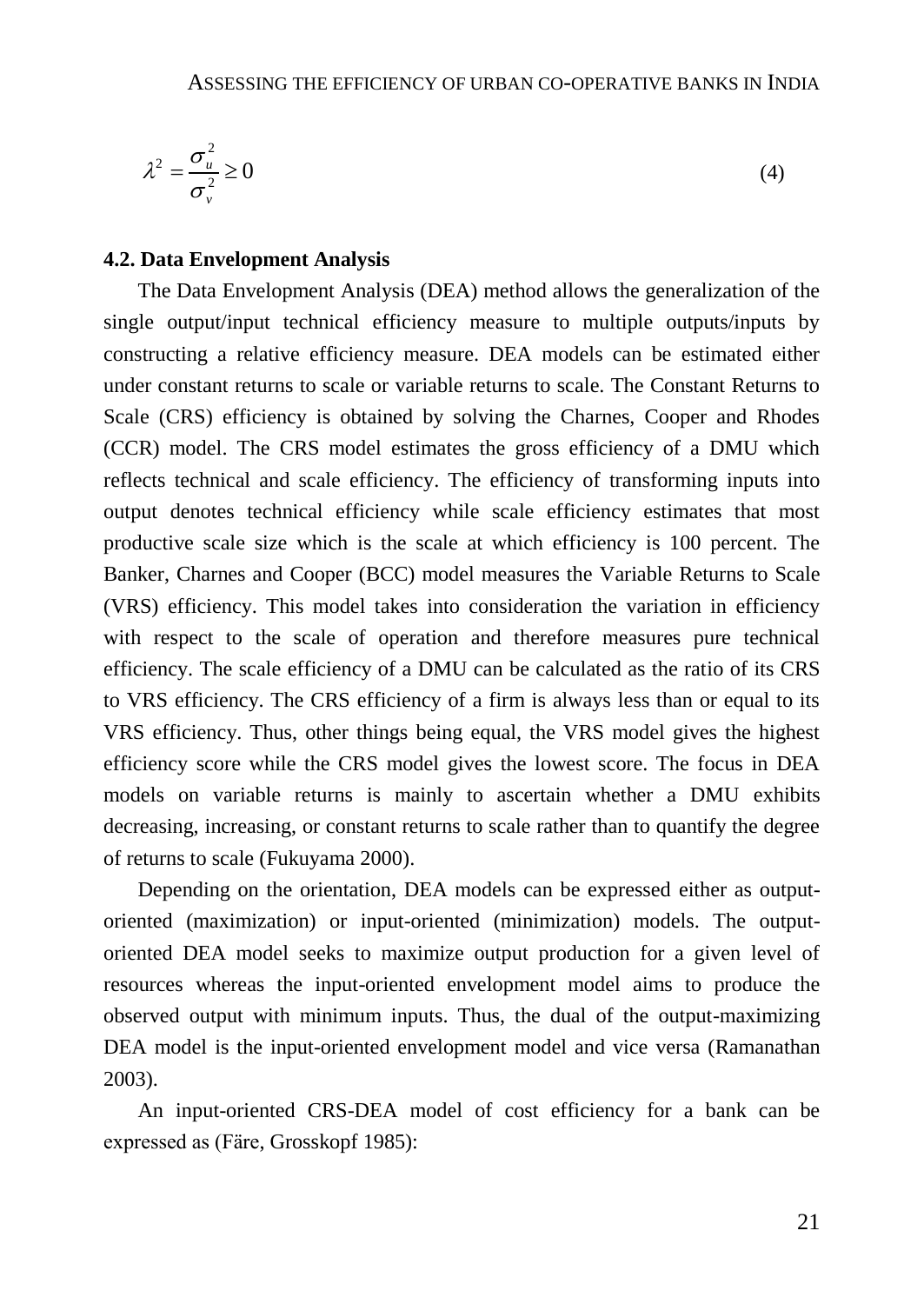$$\lambda^2 = \frac{\sigma_u^2}{\sigma_v^2} \geq 0 \tag{4}$$

### 4.2. Data Envelopment Analysis

The Data Envelopment Analysis (DEA) method allows the generalization of the single output/input technical efficiency measure to multiple outputs/inputs by constructing a relative efficiency measure. DEA models can be estimated either under constant returns to scale or variable returns to scale. The Constant Returns to Scale (CRS) efficiency is obtained by solving the Charnes, Cooper and Rhodes (CCR) model. The CRS model estimates the gross efficiency of a DMU which reflects technical and scale efficiency. The efficiency of transforming inputs into output denotes technical efficiency while scale efficiency estimates that most productive scale size which is the scale at which efficiency is 100 percent. The Banker, Charnes and Cooper (BCC) model measures the Variable Returns to Scale (VRS) efficiency. This model takes into consideration the variation in efficiency with respect to the scale of operation and therefore measures pure technical efficiency. The scale efficiency of a DMU can be calculated as the ratio of its CRS to VRS efficiency. The CRS efficiency of a firm is always less than or equal to its VRS efficiency. Thus, other things being equal, the VRS model gives the highest efficiency score while the CRS model gives the lowest score. The focus in DEA models on variable returns is mainly to ascertain whether a DMU exhibits decreasing, increasing, or constant returns to scale rather than to quantify the degree of returns to scale (Fukuyama 2000).

Depending on the orientation, DEA models can be expressed either as output-oriented (maximization) or input-oriented (minimization) models. The output-oriented DEA model seeks to maximize output production for a given level of resources whereas the input-oriented envelopment model aims to produce the observed output with minimum inputs. Thus, the dual of the output-maximizing DEA model is the input-oriented envelopment model and vice versa (Ramanathan 2003).

An input-oriented CRS-DEA model of cost efficiency for a bank can be expressed as (Färe, Grosskopf 1985):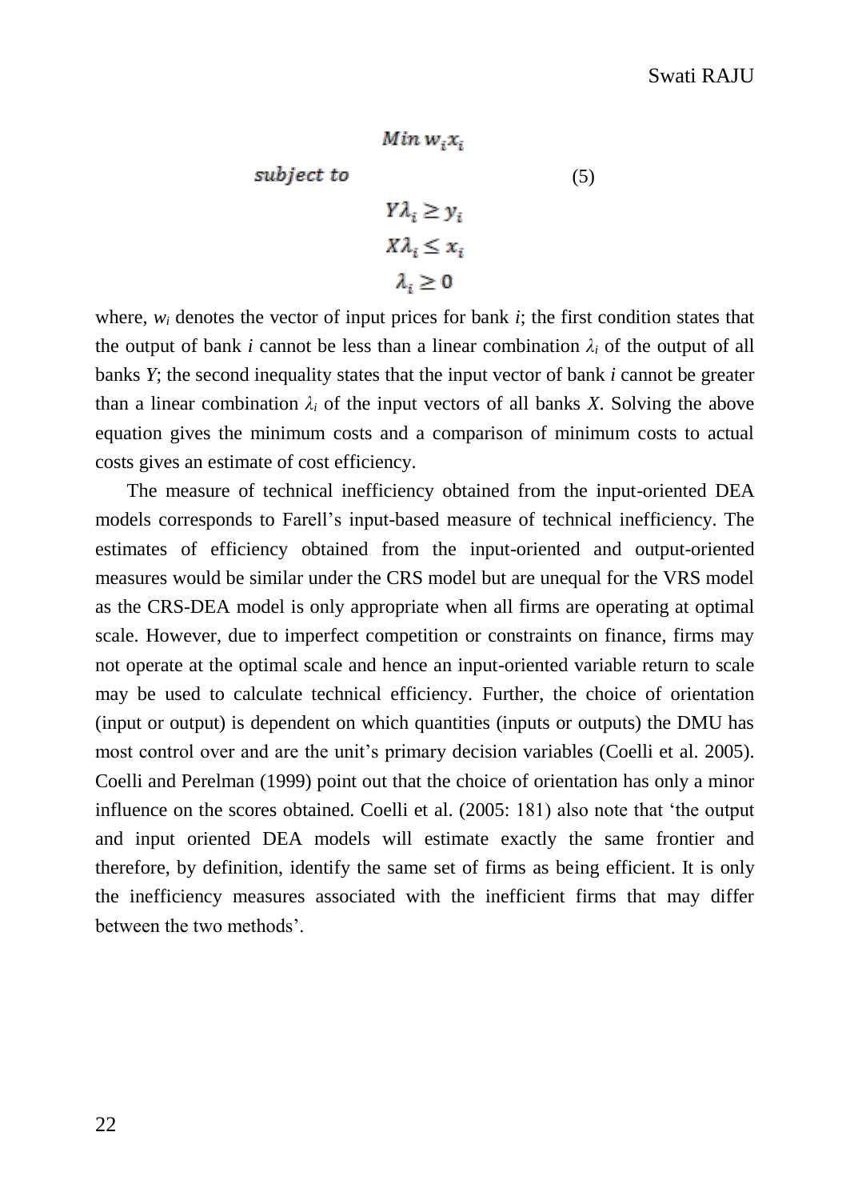$$
\begin{gathered}
Min\ w_i x_i \\
subject\ to \\
Y\lambda_i \geq y_i \\
X\lambda_i \leq x_i \\
\lambda_i \geq 0
\end{gathered}
\tag{5}
$$

where, $w_i$ denotes the vector of input prices for bank *i*; the first condition states that the output of bank *i* cannot be less than a linear combination $\lambda_i$ of the output of all banks *Y*; the second inequality states that the input vector of bank *i* cannot be greater than a linear combination $\lambda_i$ of the input vectors of all banks *X*. Solving the above equation gives the minimum costs and a comparison of minimum costs to actual costs gives an estimate of cost efficiency.

The measure of technical inefficiency obtained from the input-oriented DEA models corresponds to Farell's input-based measure of technical inefficiency. The estimates of efficiency obtained from the input-oriented and output-oriented measures would be similar under the CRS model but are unequal for the VRS model as the CRS-DEA model is only appropriate when all firms are operating at optimal scale. However, due to imperfect competition or constraints on finance, firms may not operate at the optimal scale and hence an input-oriented variable return to scale may be used to calculate technical efficiency. Further, the choice of orientation (input or output) is dependent on which quantities (inputs or outputs) the DMU has most control over and are the unit's primary decision variables (Coelli et al. 2005). Coelli and Perelman (1999) point out that the choice of orientation has only a minor influence on the scores obtained. Coelli et al. (2005: 181) also note that 'the output and input oriented DEA models will estimate exactly the same frontier and therefore, by definition, identify the same set of firms as being efficient. It is only the inefficiency measures associated with the inefficient firms that may differ between the two methods'.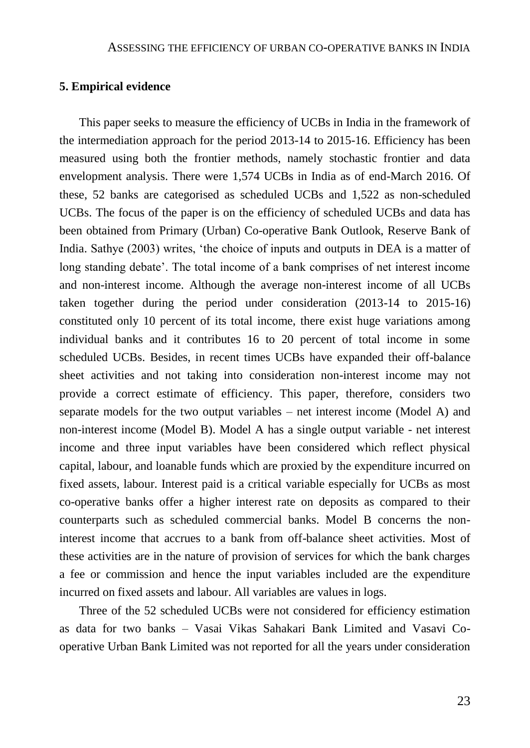### 5. Empirical evidence

This paper seeks to measure the efficiency of UCBs in India in the framework of the intermediation approach for the period 2013-14 to 2015-16. Efficiency has been measured using both the frontier methods, namely stochastic frontier and data envelopment analysis. There were 1,574 UCBs in India as of end-March 2016. Of these, 52 banks are categorised as scheduled UCBs and 1,522 as non-scheduled UCBs. The focus of the paper is on the efficiency of scheduled UCBs and data has been obtained from Primary (Urban) Co-operative Bank Outlook, Reserve Bank of India. Sathye (2003) writes, 'the choice of inputs and outputs in DEA is a matter of long standing debate'. The total income of a bank comprises of net interest income and non-interest income. Although the average non-interest income of all UCBs taken together during the period under consideration (2013-14 to 2015-16) constituted only 10 percent of its total income, there exist huge variations among individual banks and it contributes 16 to 20 percent of total income in some scheduled UCBs. Besides, in recent times UCBs have expanded their off-balance sheet activities and not taking into consideration non-interest income may not provide a correct estimate of efficiency. This paper, therefore, considers two separate models for the two output variables – net interest income (Model A) and non-interest income (Model B). Model A has a single output variable - net interest income and three input variables have been considered which reflect physical capital, labour, and loanable funds which are proxied by the expenditure incurred on fixed assets, labour. Interest paid is a critical variable especially for UCBs as most co-operative banks offer a higher interest rate on deposits as compared to their counterparts such as scheduled commercial banks. Model B concerns the non-interest income that accrues to a bank from off-balance sheet activities. Most of these activities are in the nature of provision of services for which the bank charges a fee or commission and hence the input variables included are the expenditure incurred on fixed assets and labour. All variables are values in logs.

Three of the 52 scheduled UCBs were not considered for efficiency estimation as data for two banks – Vasai Vikas Sahakari Bank Limited and Vasavi Co-operative Urban Bank Limited was not reported for all the years under consideration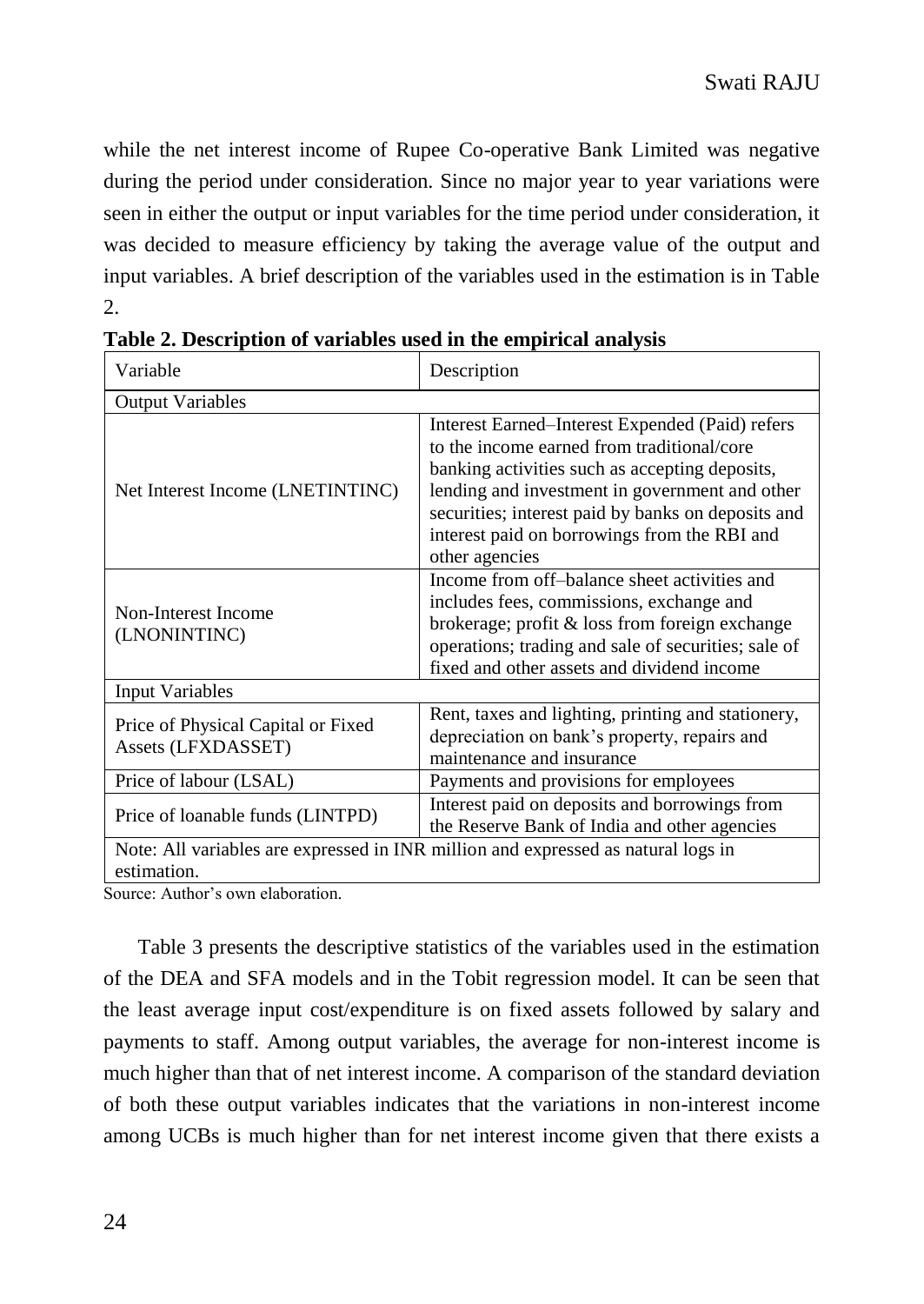while the net interest income of Rupee Co-operative Bank Limited was negative during the period under consideration. Since no major year to year variations were seen in either the output or input variables for the time period under consideration, it was decided to measure efficiency by taking the average value of the output and input variables. A brief description of the variables used in the estimation is in Table 2.

**Table 2. Description of variables used in the empirical analysis**

| Variable | Description |
|---|---|
| Output Variables | |
| Net Interest Income (LNETINTINC) | Interest Earned–Interest Expended (Paid) refers to the income earned from traditional/core banking activities such as accepting deposits, lending and investment in government and other securities; interest paid by banks on deposits and interest paid on borrowings from the RBI and other agencies |
| Non-Interest Income (LNONINTINC) | Income from off–balance sheet activities and includes fees, commissions, exchange and brokerage; profit & loss from foreign exchange operations; trading and sale of securities; sale of fixed and other assets and dividend income |
| Input Variables | |
| Price of Physical Capital or Fixed Assets (LFXDASSET) | Rent, taxes and lighting, printing and stationery, depreciation on bank's property, repairs and maintenance and insurance |
| Price of labour (LSAL) | Payments and provisions for employees |
| Price of loanable funds (LINTPD) | Interest paid on deposits and borrowings from the Reserve Bank of India and other agencies |
| Note: All variables are expressed in INR million and expressed as natural logs in estimation. | |

Source: Author's own elaboration.

Table 3 presents the descriptive statistics of the variables used in the estimation of the DEA and SFA models and in the Tobit regression model. It can be seen that the least average input cost/expenditure is on fixed assets followed by salary and payments to staff. Among output variables, the average for non-interest income is much higher than that of net interest income. A comparison of the standard deviation of both these output variables indicates that the variations in non-interest income among UCBs is much higher than for net interest income given that there exists a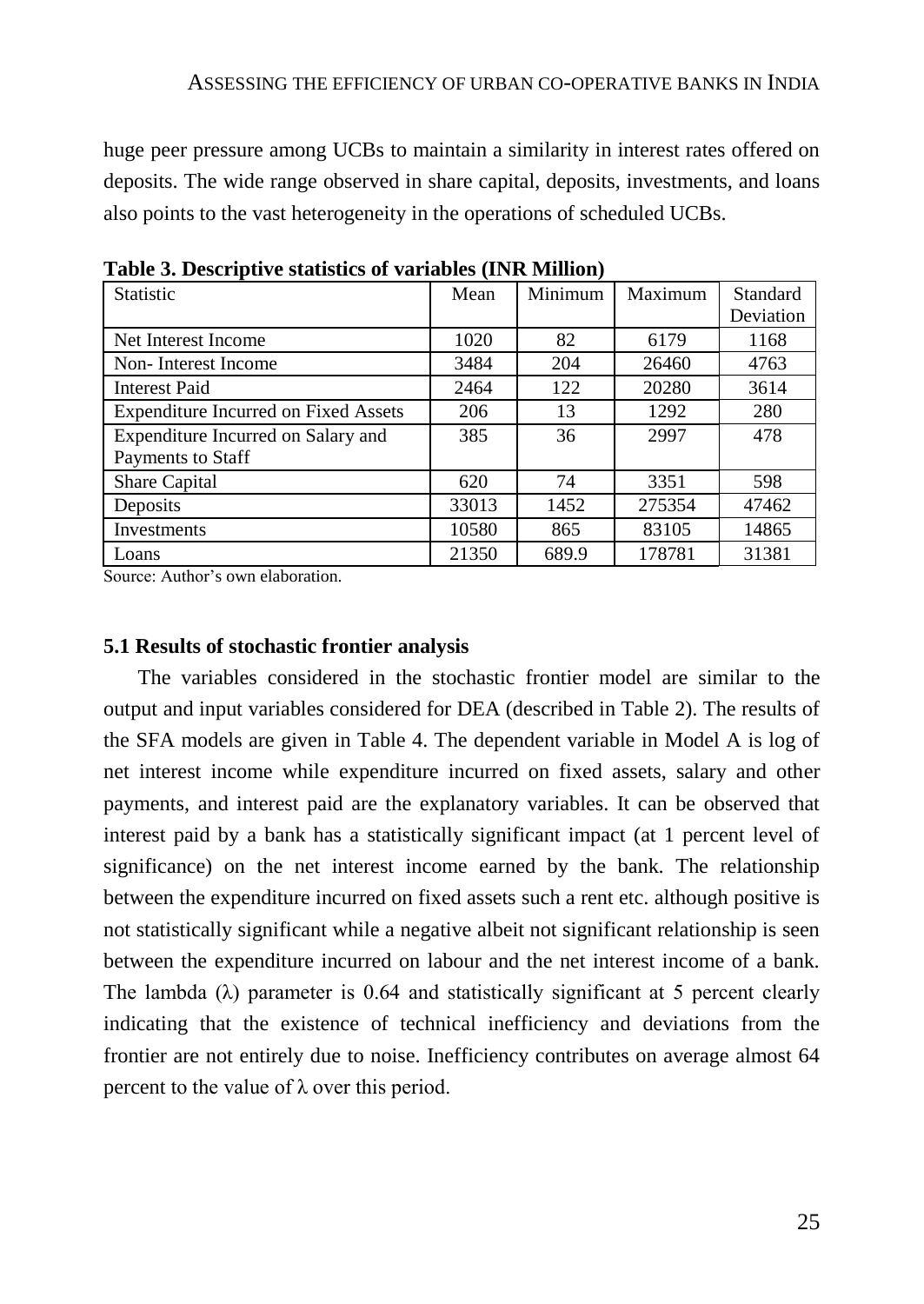huge peer pressure among UCBs to maintain a similarity in interest rates offered on deposits. The wide range observed in share capital, deposits, investments, and loans also points to the vast heterogeneity in the operations of scheduled UCBs.

**Table 3. Descriptive statistics of variables (INR Million)**

| Statistic | Mean | Minimum | Maximum | Standard Deviation |
|---|---|---|---|---|
| Net Interest Income | 1020 | 82 | 6179 | 1168 |
| Non- Interest Income | 3484 | 204 | 26460 | 4763 |
| Interest Paid | 2464 | 122 | 20280 | 3614 |
| Expenditure Incurred on Fixed Assets | 206 | 13 | 1292 | 280 |
| Expenditure Incurred on Salary and Payments to Staff | 385 | 36 | 2997 | 478 |
| Share Capital | 620 | 74 | 3351 | 598 |
| Deposits | 33013 | 1452 | 275354 | 47462 |
| Investments | 10580 | 865 | 83105 | 14865 |
| Loans | 21350 | 689.9 | 178781 | 31381 |

Source: Author's own elaboration.

### 5.1 Results of stochastic frontier analysis

The variables considered in the stochastic frontier model are similar to the output and input variables considered for DEA (described in Table 2). The results of the SFA models are given in Table 4. The dependent variable in Model A is log of net interest income while expenditure incurred on fixed assets, salary and other payments, and interest paid are the explanatory variables. It can be observed that interest paid by a bank has a statistically significant impact (at 1 percent level of significance) on the net interest income earned by the bank. The relationship between the expenditure incurred on fixed assets such a rent etc. although positive is not statistically significant while a negative albeit not significant relationship is seen between the expenditure incurred on labour and the net interest income of a bank. The lambda ($\lambda$) parameter is 0.64 and statistically significant at 5 percent clearly indicating that the existence of technical inefficiency and deviations from the frontier are not entirely due to noise. Inefficiency contributes on average almost 64 percent to the value of $\lambda$ over this period.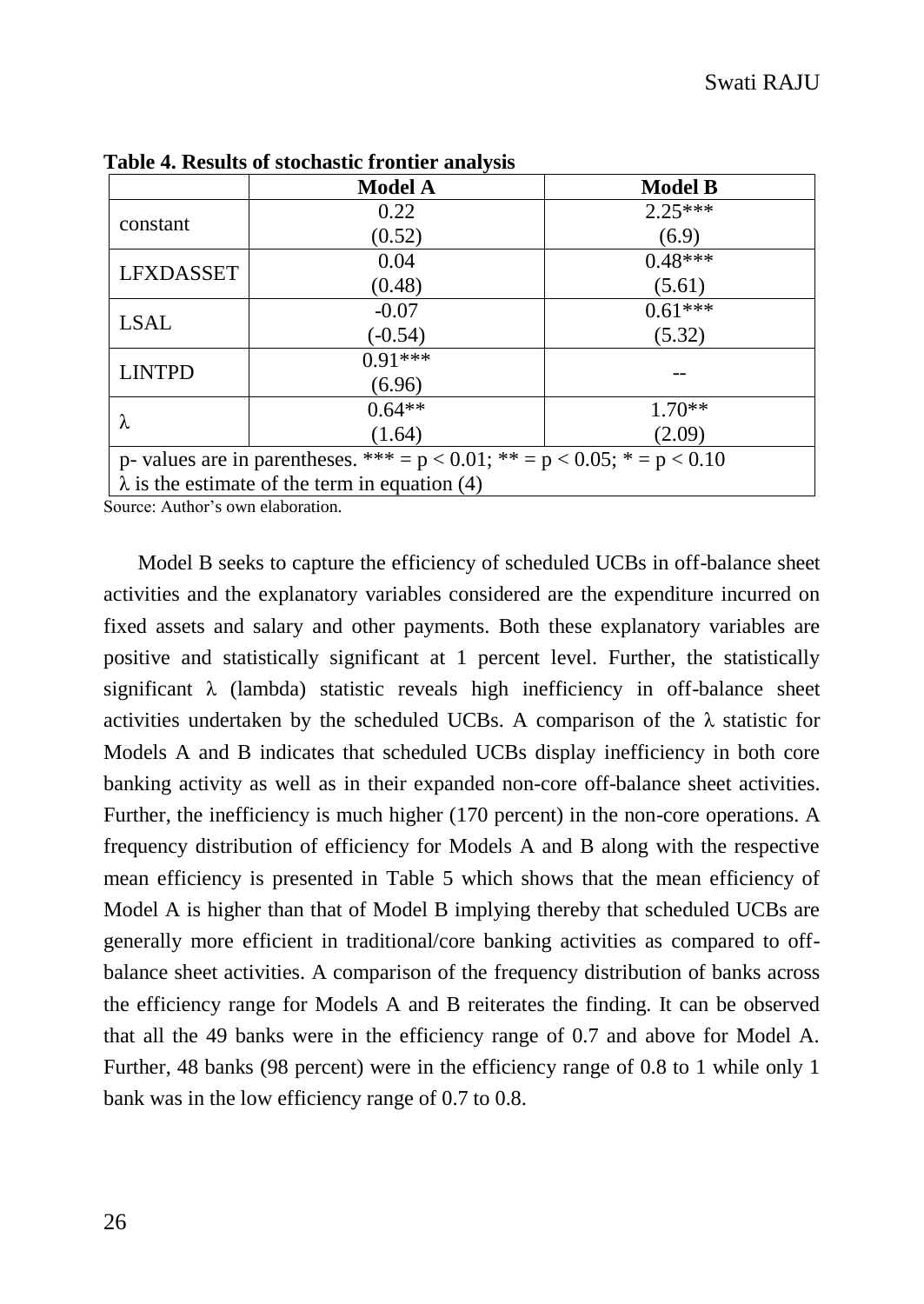**Table 4. Results of stochastic frontier analysis**

| | Model A | Model B |
|---|---|---|
| constant | 0.22<br>(0.52) | 2.25***<br>(6.9) |
| LFXDASSET | 0.04<br>(0.48) | 0.48***<br>(5.61) |
| LSAL | -0.07<br>(-0.54) | 0.61***<br>(5.32) |
| LINTPD | 0.91***<br>(6.96) | -- |
| λ | 0.64**<br>(1.64) | 1.70**<br>(2.09) |
| p- values are in parentheses. *** = $p < 0.01$; ** = $p < 0.05$; * = $p < 0.10$<br>λ is the estimate of the term in equation (4) | | |

Source: Author's own elaboration.

Model B seeks to capture the efficiency of scheduled UCBs in off-balance sheet activities and the explanatory variables considered are the expenditure incurred on fixed assets and salary and other payments. Both these explanatory variables are positive and statistically significant at 1 percent level. Further, the statistically significant λ (lambda) statistic reveals high inefficiency in off-balance sheet activities undertaken by the scheduled UCBs. A comparison of the λ statistic for Models A and B indicates that scheduled UCBs display inefficiency in both core banking activity as well as in their expanded non-core off-balance sheet activities. Further, the inefficiency is much higher (170 percent) in the non-core operations. A frequency distribution of efficiency for Models A and B along with the respective mean efficiency is presented in Table 5 which shows that the mean efficiency of Model A is higher than that of Model B implying thereby that scheduled UCBs are generally more efficient in traditional/core banking activities as compared to off-balance sheet activities. A comparison of the frequency distribution of banks across the efficiency range for Models A and B reiterates the finding. It can be observed that all the 49 banks were in the efficiency range of 0.7 and above for Model A. Further, 48 banks (98 percent) were in the efficiency range of 0.8 to 1 while only 1 bank was in the low efficiency range of 0.7 to 0.8.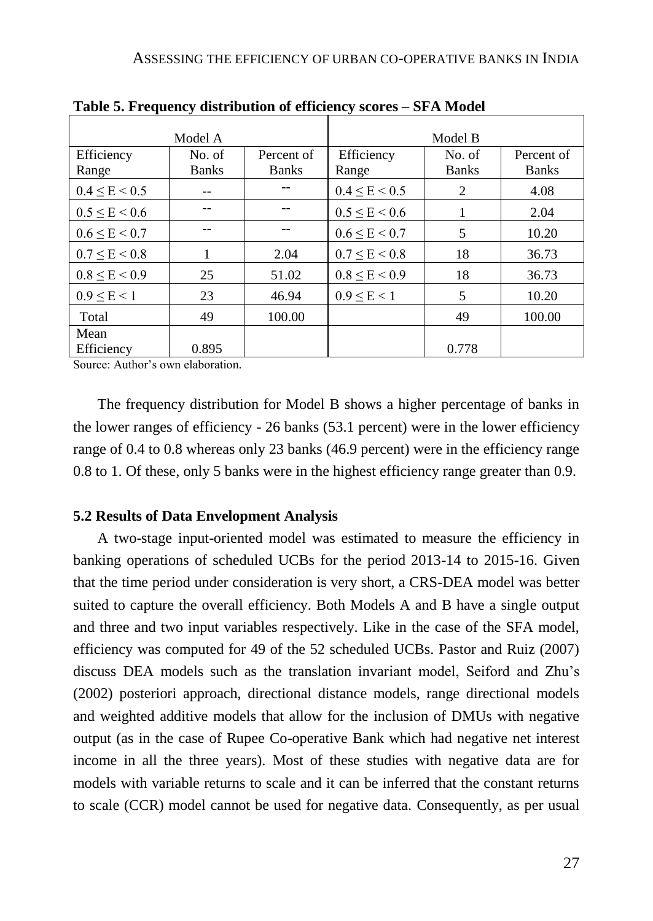**Table 5. Frequency distribution of efficiency scores – SFA Model**

| Model A | | | Model B | | |
|---|---|---|---|---|---|
| Efficiency Range | No. of Banks | Percent of Banks | Efficiency Range | No. of Banks | Percent of Banks |
| $0.4 \leq E < 0.5$ | -- | -- | $0.4 \leq E < 0.5$ | 2 | 4.08 |
| $0.5 \leq E < 0.6$ | -- | -- | $0.5 \leq E < 0.6$ | 1 | 2.04 |
| $0.6 \leq E < 0.7$ | -- | -- | $0.6 \leq E < 0.7$ | 5 | 10.20 |
| $0.7 \leq E < 0.8$ | 1 | 2.04 | $0.7 \leq E < 0.8$ | 18 | 36.73 |
| $0.8 \leq E < 0.9$ | 25 | 51.02 | $0.8 \leq E < 0.9$ | 18 | 36.73 |
| $0.9 \leq E < 1$ | 23 | 46.94 | $0.9 \leq E < 1$ | 5 | 10.20 |
| Total | 49 | 100.00 | | 49 | 100.00 |
| Mean Efficiency | 0.895 | | | 0.778 | |

Source: Author's own elaboration.

The frequency distribution for Model B shows a higher percentage of banks in the lower ranges of efficiency - 26 banks (53.1 percent) were in the lower efficiency range of 0.4 to 0.8 whereas only 23 banks (46.9 percent) were in the efficiency range 0.8 to 1. Of these, only 5 banks were in the highest efficiency range greater than 0.9.

### 5.2 Results of Data Envelopment Analysis

A two-stage input-oriented model was estimated to measure the efficiency in banking operations of scheduled UCBs for the period 2013-14 to 2015-16. Given that the time period under consideration is very short, a CRS-DEA model was better suited to capture the overall efficiency. Both Models A and B have a single output and three and two input variables respectively. Like in the case of the SFA model, efficiency was computed for 49 of the 52 scheduled UCBs. Pastor and Ruiz (2007) discuss DEA models such as the translation invariant model, Seiford and Zhu's (2002) posteriori approach, directional distance models, range directional models and weighted additive models that allow for the inclusion of DMUs with negative output (as in the case of Rupee Co-operative Bank which had negative net interest income in all the three years). Most of these studies with negative data are for models with variable returns to scale and it can be inferred that the constant returns to scale (CCR) model cannot be used for negative data. Consequently, as per usual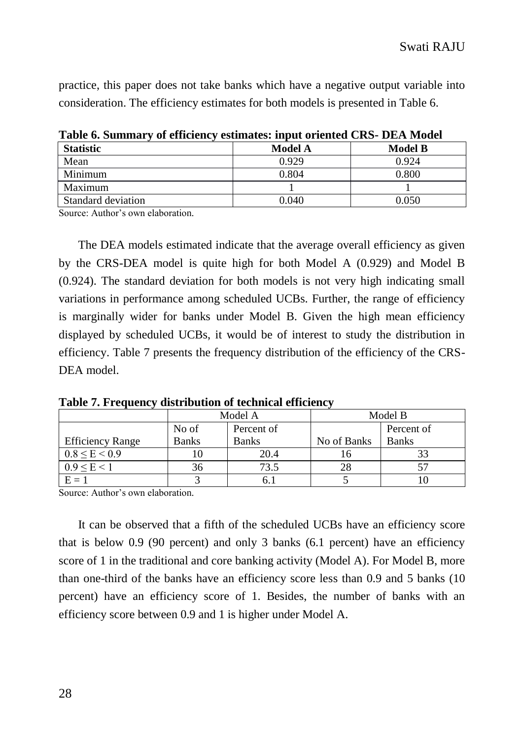practice, this paper does not take banks which have a negative output variable into consideration. The efficiency estimates for both models is presented in Table 6.

**Table 6. Summary of efficiency estimates: input oriented CRS- DEA Model**

| Statistic | Model A | Model B |
|---|---|---|
| Mean | 0.929 | 0.924 |
| Minimum | 0.804 | 0.800 |
| Maximum | 1 | 1 |
| Standard deviation | 0.040 | 0.050 |

Source: Author's own elaboration.

The DEA models estimated indicate that the average overall efficiency as given by the CRS-DEA model is quite high for both Model A (0.929) and Model B (0.924). The standard deviation for both models is not very high indicating small variations in performance among scheduled UCBs. Further, the range of efficiency is marginally wider for banks under Model B. Given the high mean efficiency displayed by scheduled UCBs, it would be of interest to study the distribution in efficiency. Table 7 presents the frequency distribution of the efficiency of the CRS-DEA model.

**Table 7. Frequency distribution of technical efficiency**

| | Model A | | Model B | |
|---|---|---|---|---|
| Efficiency Range | No of Banks | Percent of Banks | No of Banks | Percent of Banks |
| $0.8 \le E < 0.9$ | 10 | 20.4 | 16 | 33 |
| $0.9 \le E < 1$ | 36 | 73.5 | 28 | 57 |
| $E = 1$ | 3 | 6.1 | 5 | 10 |

Source: Author's own elaboration.

It can be observed that a fifth of the scheduled UCBs have an efficiency score that is below 0.9 (90 percent) and only 3 banks (6.1 percent) have an efficiency score of 1 in the traditional and core banking activity (Model A). For Model B, more than one-third of the banks have an efficiency score less than 0.9 and 5 banks (10 percent) have an efficiency score of 1. Besides, the number of banks with an efficiency score between 0.9 and 1 is higher under Model A.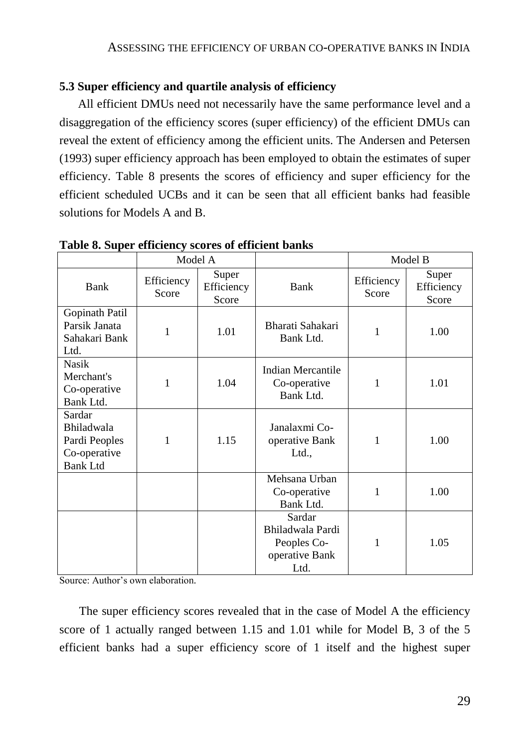### 5.3 Super efficiency and quartile analysis of efficiency

All efficient DMUs need not necessarily have the same performance level and a disaggregation of the efficiency scores (super efficiency) of the efficient DMUs can reveal the extent of efficiency among the efficient units. The Andersen and Petersen (1993) super efficiency approach has been employed to obtain the estimates of super efficiency. Table 8 presents the scores of efficiency and super efficiency for the efficient scheduled UCBs and it can be seen that all efficient banks had feasible solutions for Models A and B.

**Table 8. Super efficiency scores of efficient banks**

| | Model A | | | Model B | |
|---|---|---|---|---|---|
| Bank | Efficiency Score | Super Efficiency Score | Bank | Efficiency Score | Super Efficiency Score |
| Gopinath Patil Parsik Janata Sahakari Bank Ltd. | 1 | 1.01 | Bharati Sahakari Bank Ltd. | 1 | 1.00 |
| Nasik Merchant's Co-operative Bank Ltd. | 1 | 1.04 | Indian Mercantile Co-operative Bank Ltd. | 1 | 1.01 |
| Sardar Bhiladwala Pardi Peoples Co-operative Bank Ltd | 1 | 1.15 | Janalaxmi Co-operative Bank Ltd., | 1 | 1.00 |
| | | | Mehsana Urban Co-operative Bank Ltd. | 1 | 1.00 |
| | | | Sardar Bhiladwala Pardi Peoples Co-operative Bank Ltd. | 1 | 1.05 |

Source: Author's own elaboration.

The super efficiency scores revealed that in the case of Model A the efficiency score of 1 actually ranged between 1.15 and 1.01 while for Model B, 3 of the 5 efficient banks had a super efficiency score of 1 itself and the highest super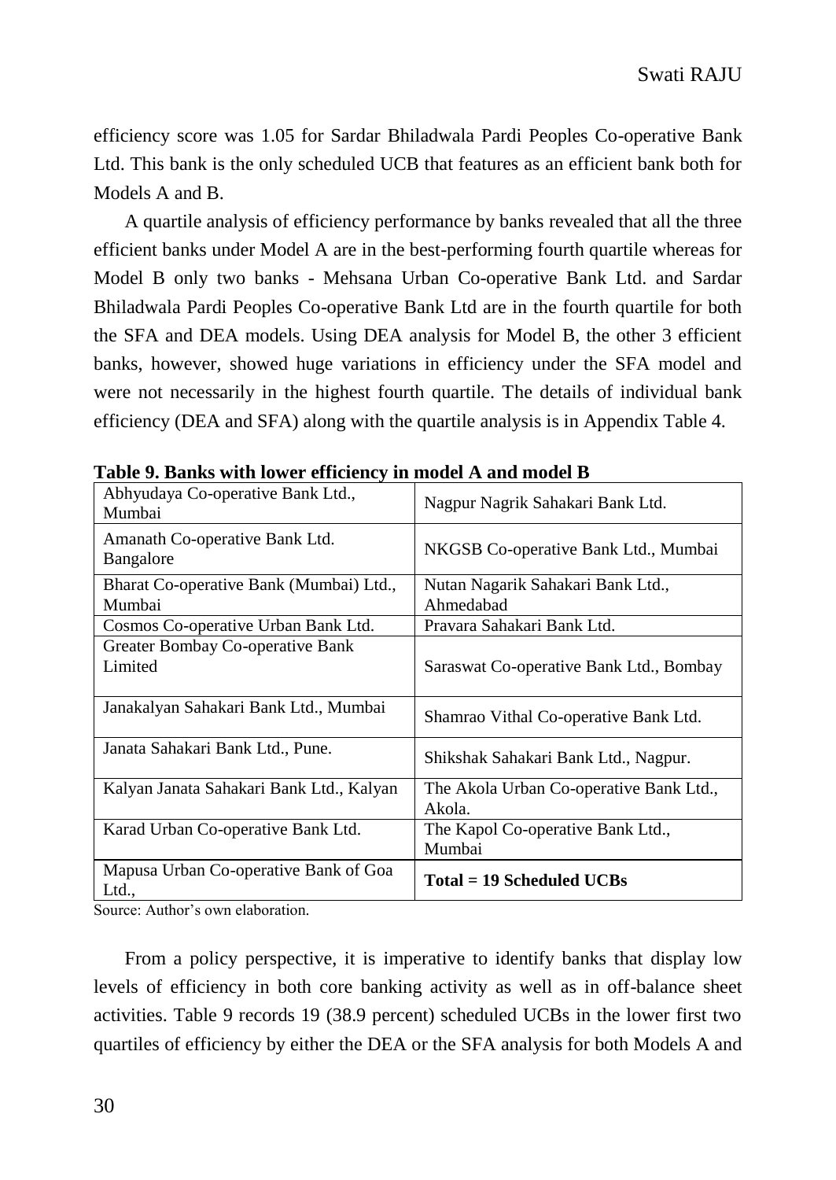efficiency score was 1.05 for Sardar Bhiladwala Pardi Peoples Co-operative Bank Ltd. This bank is the only scheduled UCB that features as an efficient bank both for Models A and B.

A quartile analysis of efficiency performance by banks revealed that all the three efficient banks under Model A are in the best-performing fourth quartile whereas for Model B only two banks - Mehsana Urban Co-operative Bank Ltd. and Sardar Bhiladwala Pardi Peoples Co-operative Bank Ltd are in the fourth quartile for both the SFA and DEA models. Using DEA analysis for Model B, the other 3 efficient banks, however, showed huge variations in efficiency under the SFA model and were not necessarily in the highest fourth quartile. The details of individual bank efficiency (DEA and SFA) along with the quartile analysis is in Appendix Table 4.

**Table 9. Banks with lower efficiency in model A and model B**

| | |
|---|---|
| Abhyudaya Co-operative Bank Ltd., Mumbai | Nagpur Nagrik Sahakari Bank Ltd. |
| Amanath Co-operative Bank Ltd. Bangalore | NKGSB Co-operative Bank Ltd., Mumbai |
| Bharat Co-operative Bank (Mumbai) Ltd., Mumbai | Nutan Nagarik Sahakari Bank Ltd., Ahmedabad |
| Cosmos Co-operative Urban Bank Ltd. | Pravara Sahakari Bank Ltd. |
| Greater Bombay Co-operative Bank Limited | Saraswat Co-operative Bank Ltd., Bombay |
| Janakalyan Sahakari Bank Ltd., Mumbai | Shamrao Vithal Co-operative Bank Ltd. |
| Janata Sahakari Bank Ltd., Pune. | Shikshak Sahakari Bank Ltd., Nagpur. |
| Kalyan Janata Sahakari Bank Ltd., Kalyan | The Akola Urban Co-operative Bank Ltd., Akola. |
| Karad Urban Co-operative Bank Ltd. | The Kapol Co-operative Bank Ltd., Mumbai |
| Mapusa Urban Co-operative Bank of Goa Ltd., | **Total = 19 Scheduled UCBs** |

Source: Author's own elaboration.

From a policy perspective, it is imperative to identify banks that display low levels of efficiency in both core banking activity as well as in off-balance sheet activities. Table 9 records 19 (38.9 percent) scheduled UCBs in the lower first two quartiles of efficiency by either the DEA or the SFA analysis for both Models A and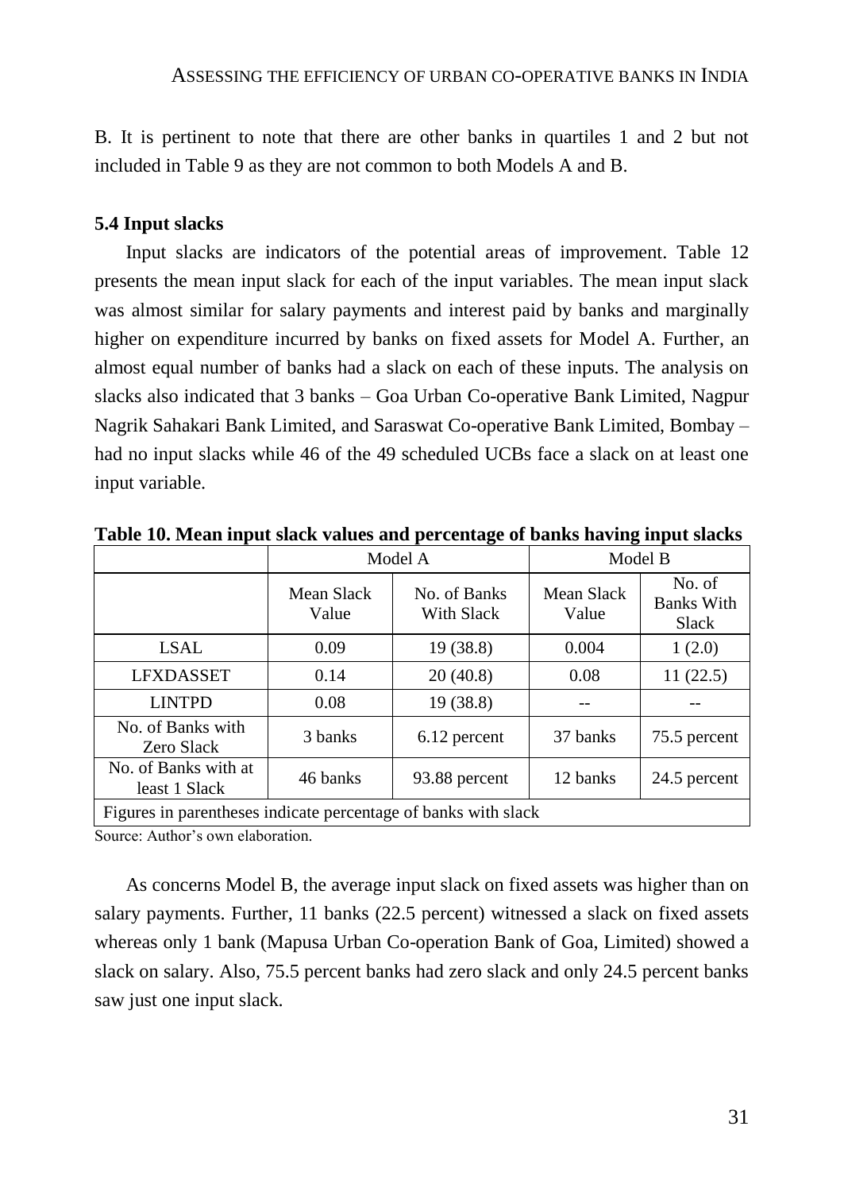B. It is pertinent to note that there are other banks in quartiles 1 and 2 but not included in Table 9 as they are not common to both Models A and B.

### 5.4 Input slacks

Input slacks are indicators of the potential areas of improvement. Table 12 presents the mean input slack for each of the input variables. The mean input slack was almost similar for salary payments and interest paid by banks and marginally higher on expenditure incurred by banks on fixed assets for Model A. Further, an almost equal number of banks had a slack on each of these inputs. The analysis on slacks also indicated that 3 banks – Goa Urban Co-operative Bank Limited, Nagpur Nagrik Sahakari Bank Limited, and Saraswat Co-operative Bank Limited, Bombay – had no input slacks while 46 of the 49 scheduled UCBs face a slack on at least one input variable.

**Table 10. Mean input slack values and percentage of banks having input slacks**

| | Model A | | Model B | |
|---|---|---|---|---|
| | Mean Slack Value | No. of Banks With Slack | Mean Slack Value | No. of Banks With Slack |
| LSAL | 0.09 | 19 (38.8) | 0.004 | 1 (2.0) |
| LFXDASSET | 0.14 | 20 (40.8) | 0.08 | 11 (22.5) |
| LINTPD | 0.08 | 19 (38.8) | -- | -- |
| No. of Banks with Zero Slack | 3 banks | 6.12 percent | 37 banks | 75.5 percent |
| No. of Banks with at least 1 Slack | 46 banks | 93.88 percent | 12 banks | 24.5 percent |
| Figures in parentheses indicate percentage of banks with slack | | | | |

Source: Author's own elaboration.

As concerns Model B, the average input slack on fixed assets was higher than on salary payments. Further, 11 banks (22.5 percent) witnessed a slack on fixed assets whereas only 1 bank (Mapusa Urban Co-operation Bank of Goa, Limited) showed a slack on salary. Also, 75.5 percent banks had zero slack and only 24.5 percent banks saw just one input slack.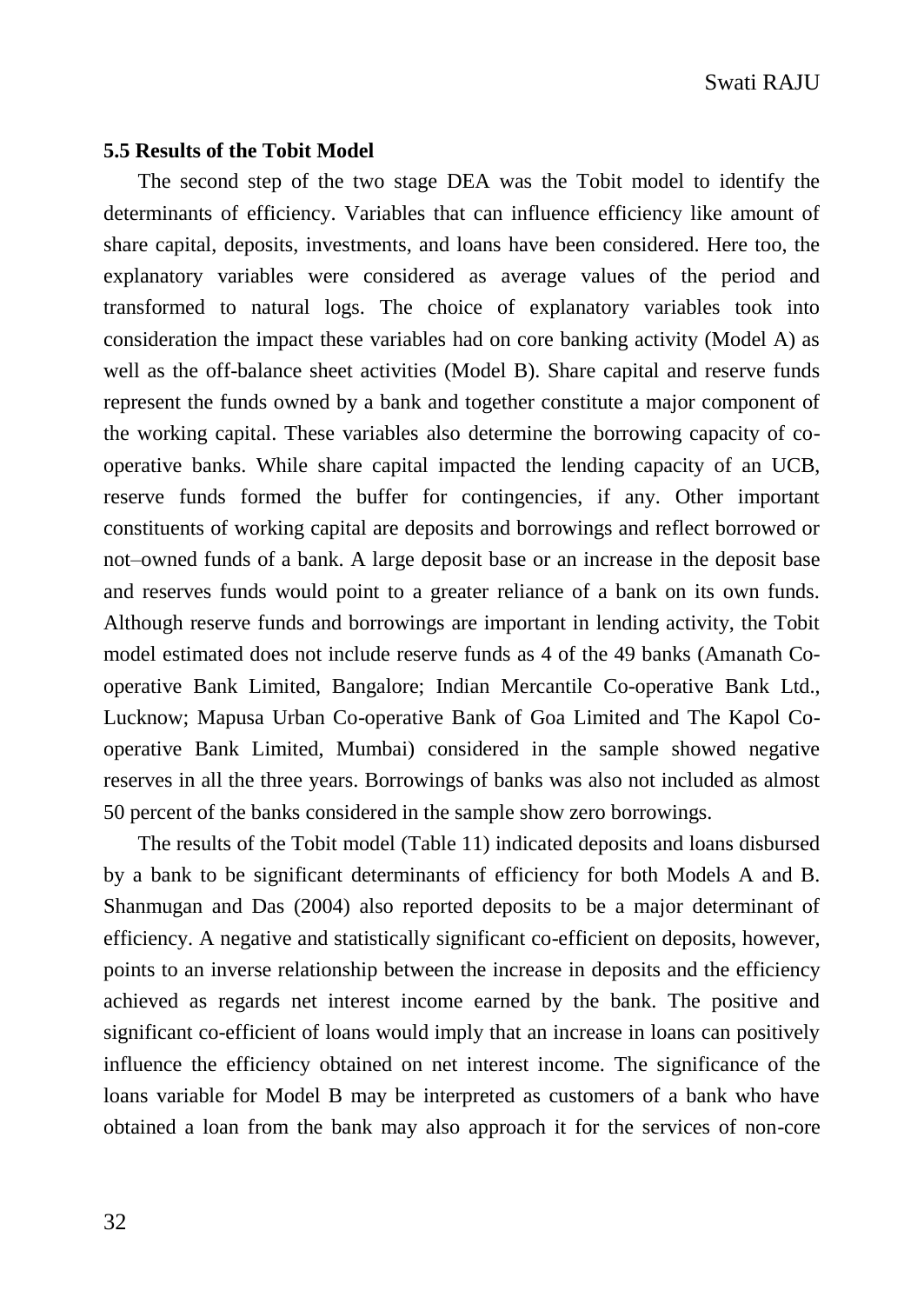### 5.5 Results of the Tobit Model

The second step of the two stage DEA was the Tobit model to identify the determinants of efficiency. Variables that can influence efficiency like amount of share capital, deposits, investments, and loans have been considered. Here too, the explanatory variables were considered as average values of the period and transformed to natural logs. The choice of explanatory variables took into consideration the impact these variables had on core banking activity (Model A) as well as the off-balance sheet activities (Model B). Share capital and reserve funds represent the funds owned by a bank and together constitute a major component of the working capital. These variables also determine the borrowing capacity of co-operative banks. While share capital impacted the lending capacity of an UCB, reserve funds formed the buffer for contingencies, if any. Other important constituents of working capital are deposits and borrowings and reflect borrowed or not–owned funds of a bank. A large deposit base or an increase in the deposit base and reserves funds would point to a greater reliance of a bank on its own funds. Although reserve funds and borrowings are important in lending activity, the Tobit model estimated does not include reserve funds as 4 of the 49 banks (Amanath Co-operative Bank Limited, Bangalore; Indian Mercantile Co-operative Bank Ltd., Lucknow; Mapusa Urban Co-operative Bank of Goa Limited and The Kapol Co-operative Bank Limited, Mumbai) considered in the sample showed negative reserves in all the three years. Borrowings of banks was also not included as almost 50 percent of the banks considered in the sample show zero borrowings.

The results of the Tobit model (Table 11) indicated deposits and loans disbursed by a bank to be significant determinants of efficiency for both Models A and B. Shanmugan and Das (2004) also reported deposits to be a major determinant of efficiency. A negative and statistically significant co-efficient on deposits, however, points to an inverse relationship between the increase in deposits and the efficiency achieved as regards net interest income earned by the bank. The positive and significant co-efficient of loans would imply that an increase in loans can positively influence the efficiency obtained on net interest income. The significance of the loans variable for Model B may be interpreted as customers of a bank who have obtained a loan from the bank may also approach it for the services of non-core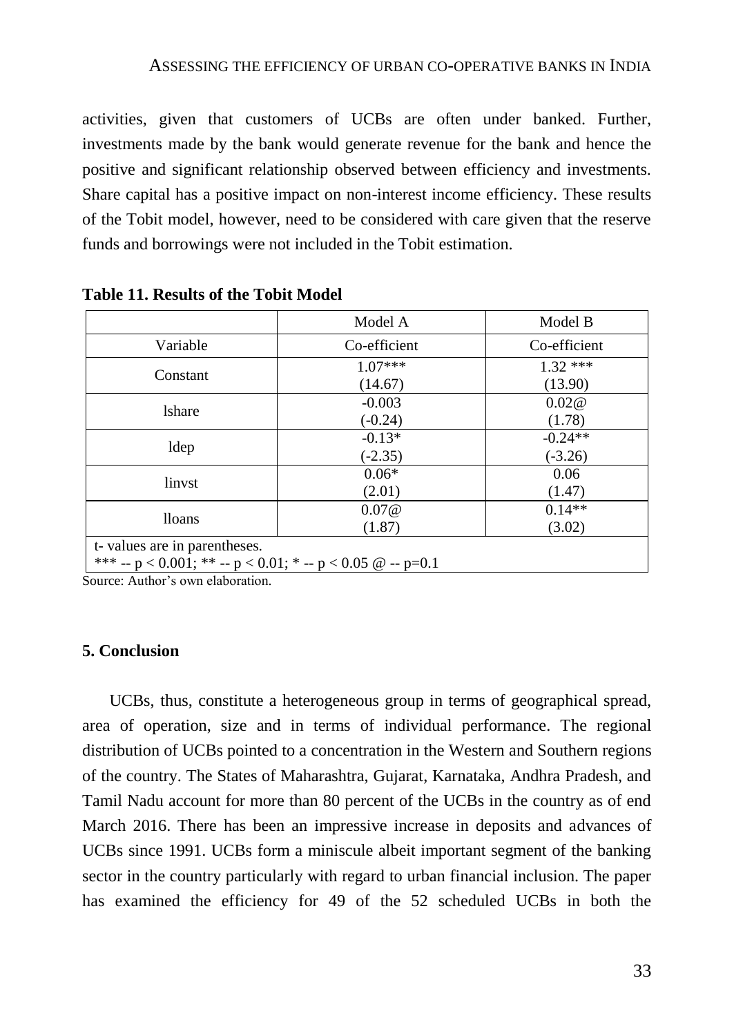activities, given that customers of UCBs are often under banked. Further, investments made by the bank would generate revenue for the bank and hence the positive and significant relationship observed between efficiency and investments. Share capital has a positive impact on non-interest income efficiency. These results of the Tobit model, however, need to be considered with care given that the reserve funds and borrowings were not included in the Tobit estimation.

**Table 11. Results of the Tobit Model**

| | Model A | Model B |
|---|---|---|
| Variable | Co-efficient | Co-efficient |
| Constant | 1.07*** (14.67) | 1.32 *** (13.90) |
| lshare | -0.003 (-0.24) | 0.02@ (1.78) |
| ldep | -0.13* (-2.35) | -0.24** (-3.26) |
| linvst | 0.06* (2.01) | 0.06 (1.47) |
| lloans | 0.07@ (1.87) | 0.14** (3.02) |
| t- values are in parentheses. *** -- $p < 0.001$; ** -- $p < 0.01$; * -- $p < 0.05$ @ -- p=0.1 | | |

Source: Author's own elaboration.

### 5. Conclusion

UCBs, thus, constitute a heterogeneous group in terms of geographical spread, area of operation, size and in terms of individual performance. The regional distribution of UCBs pointed to a concentration in the Western and Southern regions of the country. The States of Maharashtra, Gujarat, Karnataka, Andhra Pradesh, and Tamil Nadu account for more than 80 percent of the UCBs in the country as of end March 2016. There has been an impressive increase in deposits and advances of UCBs since 1991. UCBs form a miniscule albeit important segment of the banking sector in the country particularly with regard to urban financial inclusion. The paper has examined the efficiency for 49 of the 52 scheduled UCBs in both the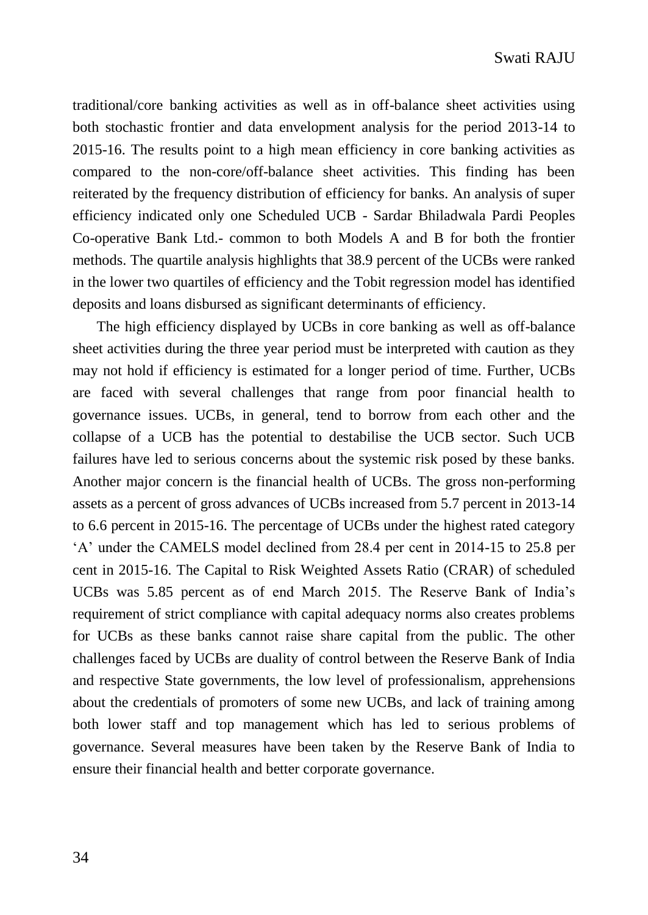traditional/core banking activities as well as in off-balance sheet activities using both stochastic frontier and data envelopment analysis for the period 2013-14 to 2015-16. The results point to a high mean efficiency in core banking activities as compared to the non-core/off-balance sheet activities. This finding has been reiterated by the frequency distribution of efficiency for banks. An analysis of super efficiency indicated only one Scheduled UCB - Sardar Bhiladwala Pardi Peoples Co-operative Bank Ltd.- common to both Models A and B for both the frontier methods. The quartile analysis highlights that 38.9 percent of the UCBs were ranked in the lower two quartiles of efficiency and the Tobit regression model has identified deposits and loans disbursed as significant determinants of efficiency.

The high efficiency displayed by UCBs in core banking as well as off-balance sheet activities during the three year period must be interpreted with caution as they may not hold if efficiency is estimated for a longer period of time. Further, UCBs are faced with several challenges that range from poor financial health to governance issues. UCBs, in general, tend to borrow from each other and the collapse of a UCB has the potential to destabilise the UCB sector. Such UCB failures have led to serious concerns about the systemic risk posed by these banks. Another major concern is the financial health of UCBs. The gross non-performing assets as a percent of gross advances of UCBs increased from 5.7 percent in 2013-14 to 6.6 percent in 2015-16. The percentage of UCBs under the highest rated category 'A' under the CAMELS model declined from 28.4 per cent in 2014-15 to 25.8 per cent in 2015-16. The Capital to Risk Weighted Assets Ratio (CRAR) of scheduled UCBs was 5.85 percent as of end March 2015. The Reserve Bank of India's requirement of strict compliance with capital adequacy norms also creates problems for UCBs as these banks cannot raise share capital from the public. The other challenges faced by UCBs are duality of control between the Reserve Bank of India and respective State governments, the low level of professionalism, apprehensions about the credentials of promoters of some new UCBs, and lack of training among both lower staff and top management which has led to serious problems of governance. Several measures have been taken by the Reserve Bank of India to ensure their financial health and better corporate governance.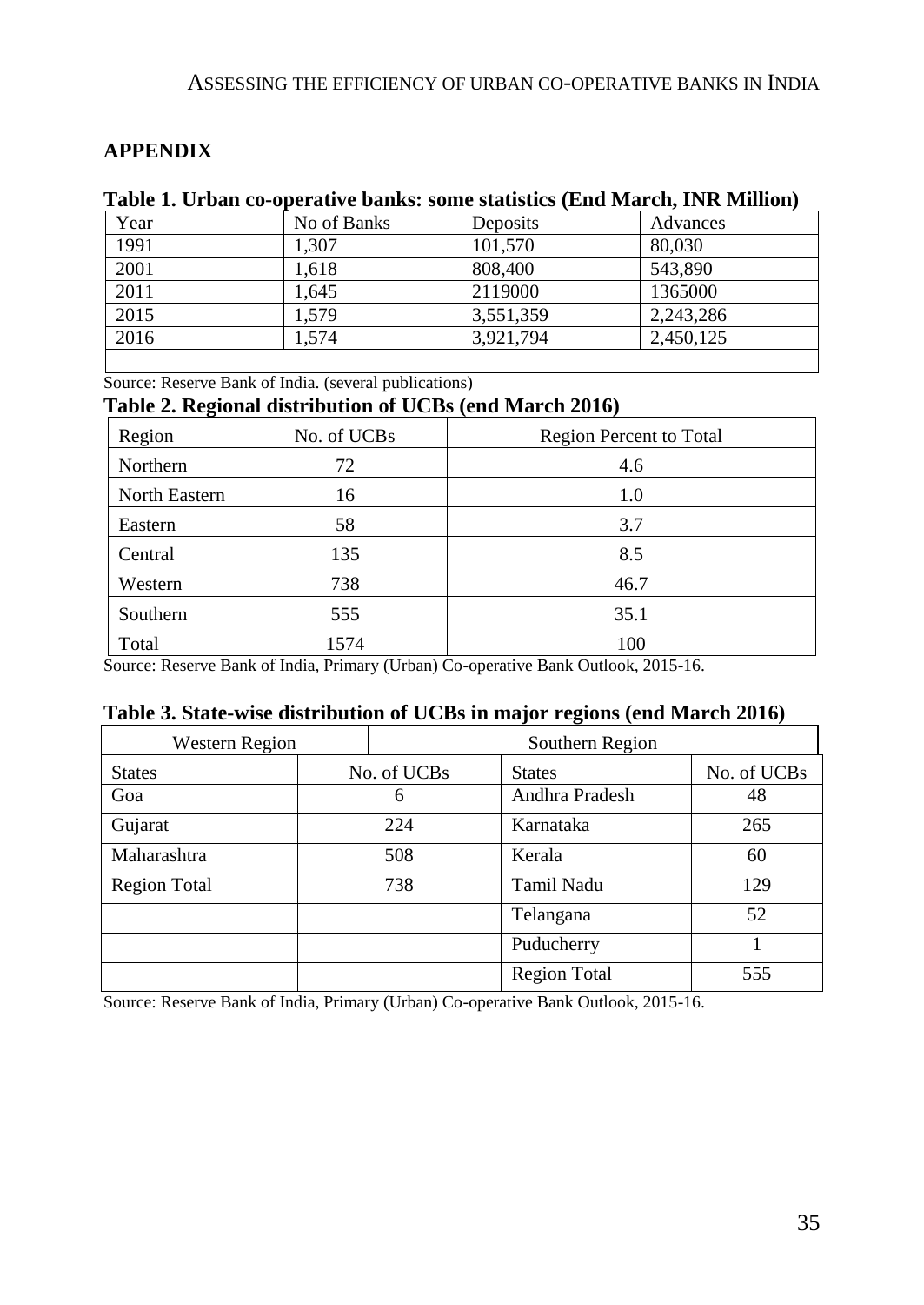## APPENDIX

**Table 1. Urban co-operative banks: some statistics (End March, INR Million)**

| Year | No of Banks | Deposits | Advances |
|---|---|---|---|
| 1991 | 1,307 | 101,570 | 80,030 |
| 2001 | 1,618 | 808,400 | 543,890 |
| 2011 | 1,645 | 2119000 | 1365000 |
| 2015 | 1,579 | 3,551,359 | 2,243,286 |
| 2016 | 1,574 | 3,921,794 | 2,450,125 |

Source: Reserve Bank of India. (several publications)

**Table 2. Regional distribution of UCBs (end March 2016)**

| Region | No. of UCBs | Region Percent to Total |
|---|---|---|
| Northern | 72 | 4.6 |
| North Eastern | 16 | 1.0 |
| Eastern | 58 | 3.7 |
| Central | 135 | 8.5 |
| Western | 738 | 46.7 |
| Southern | 555 | 35.1 |
| Total | 1574 | 100 |

Source: Reserve Bank of India, Primary (Urban) Co-operative Bank Outlook, 2015-16.

**Table 3. State-wise distribution of UCBs in major regions (end March 2016)**

| Western Region | | Southern Region | |
|---|---|---|---|
| States | No. of UCBs | States | No. of UCBs |
| Goa | 6 | Andhra Pradesh | 48 |
| Gujarat | 224 | Karnataka | 265 |
| Maharashtra | 508 | Kerala | 60 |
| Region Total | 738 | Tamil Nadu | 129 |
| | | Telangana | 52 |
| | | Puducherry | 1 |
| | | Region Total | 555 |

Source: Reserve Bank of India, Primary (Urban) Co-operative Bank Outlook, 2015-16.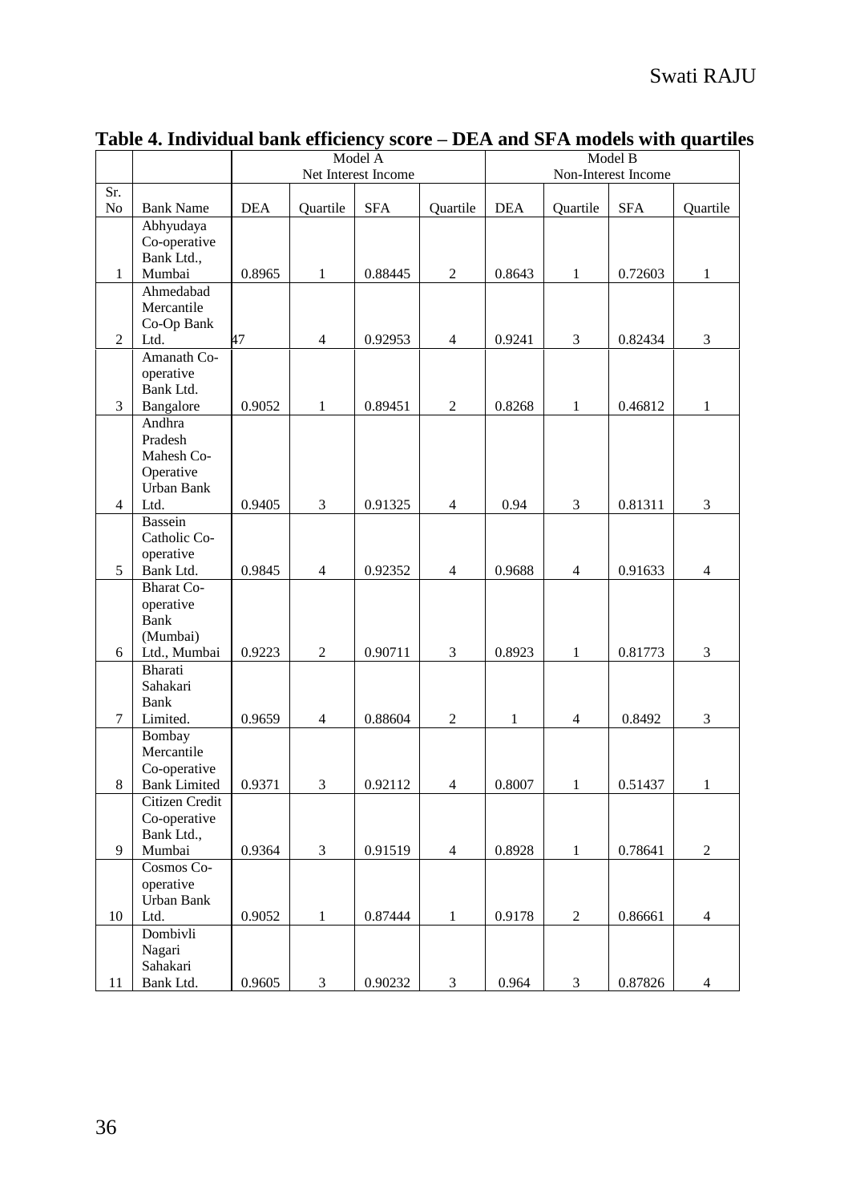## Table 4. Individual bank efficiency score – DEA and SFA models with quartiles

| | | Model A Net Interest Income | | | | Model B Non-Interest Income | | | |
|---|---|---|---|---|---|---|---|---|---|
| Sr. No | Bank Name | DEA | Quartile | SFA | Quartile | DEA | Quartile | SFA | Quartile |
| 1 | Abhyudaya Co-operative Bank Ltd., Mumbai | 0.8965 | 1 | 0.88445 | 2 | 0.8643 | 1 | 0.72603 | 1 |
| 2 | Ahmedabad Mercantile Co-Op Bank Ltd. | 47 | 4 | 0.92953 | 4 | 0.9241 | 3 | 0.82434 | 3 |
| 3 | Amanath Co-operative Bank Ltd. Bangalore | 0.9052 | 1 | 0.89451 | 2 | 0.8268 | 1 | 0.46812 | 1 |
| 4 | Andhra Pradesh Mahesh Co-Operative Urban Bank Ltd. | 0.9405 | 3 | 0.91325 | 4 | 0.94 | 3 | 0.81311 | 3 |
| 5 | Bassein Catholic Co-operative Bank Ltd. | 0.9845 | 4 | 0.92352 | 4 | 0.9688 | 4 | 0.91633 | 4 |
| 6 | Bharat Co-operative Bank (Mumbai) Ltd., Mumbai | 0.9223 | 2 | 0.90711 | 3 | 0.8923 | 1 | 0.81773 | 3 |
| 7 | Bharati Sahakari Bank Limited. | 0.9659 | 4 | 0.88604 | 2 | 1 | 4 | 0.8492 | 3 |
| 8 | Bombay Mercantile Co-operative Bank Limited | 0.9371 | 3 | 0.92112 | 4 | 0.8007 | 1 | 0.51437 | 1 |
| 9 | Citizen Credit Co-operative Bank Ltd., Mumbai | 0.9364 | 3 | 0.91519 | 4 | 0.8928 | 1 | 0.78641 | 2 |
| 10 | Cosmos Co-operative Urban Bank Ltd. | 0.9052 | 1 | 0.87444 | 1 | 0.9178 | 2 | 0.86661 | 4 |
| 11 | Dombivli Nagari Sahakari Bank Ltd. | 0.9605 | 3 | 0.90232 | 3 | 0.964 | 3 | 0.87826 | 4 |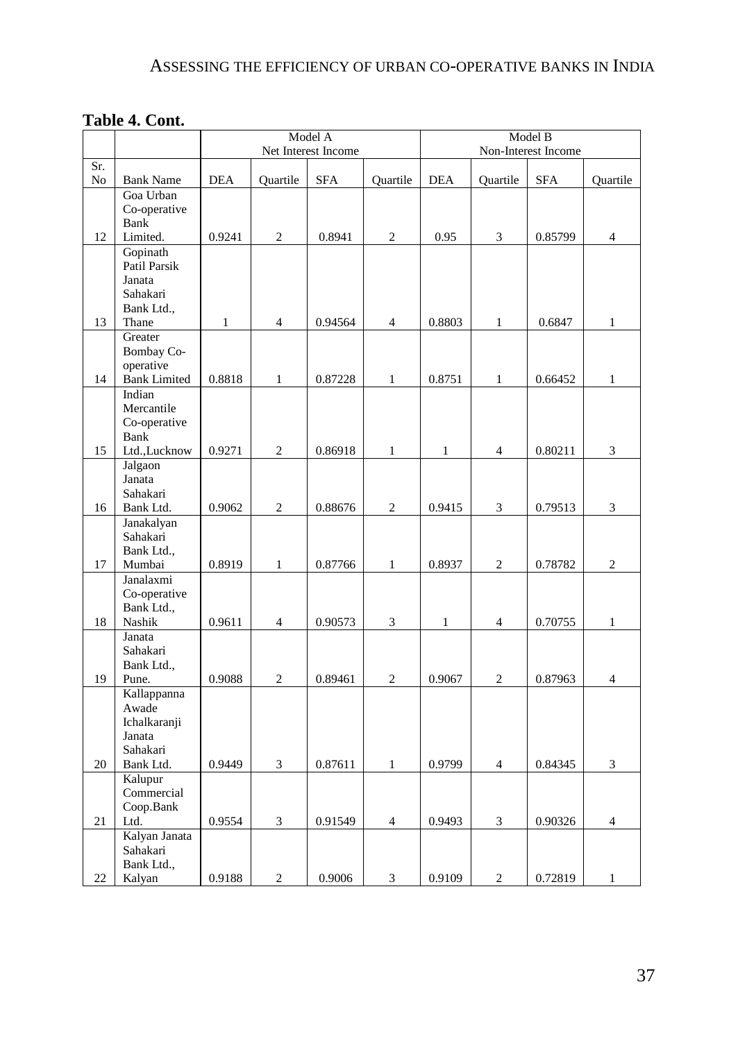**Table 4. Cont.**

| | | Model A Net Interest Income | | | | Model B Non-Interest Income | | | |
|---|---|---|---|---|---|---|---|---|---|
| Sr. No | Bank Name | DEA | Quartile | SFA | Quartile | DEA | Quartile | SFA | Quartile |
| 12 | Goa Urban Co-operative Bank Limited. | 0.9241 | 2 | 0.8941 | 2 | 0.95 | 3 | 0.85799 | 4 |
| 13 | Gopinath Patil Parsik Janata Sahakari Bank Ltd., Thane | 1 | 4 | 0.94564 | 4 | 0.8803 | 1 | 0.6847 | 1 |
| 14 | Greater Bombay Co-operative Bank Limited | 0.8818 | 1 | 0.87228 | 1 | 0.8751 | 1 | 0.66452 | 1 |
| 15 | Indian Mercantile Co-operative Bank Ltd.,Lucknow | 0.9271 | 2 | 0.86918 | 1 | 1 | 4 | 0.80211 | 3 |
| 16 | Jalgaon Janata Sahakari Bank Ltd. | 0.9062 | 2 | 0.88676 | 2 | 0.9415 | 3 | 0.79513 | 3 |
| 17 | Janakalyan Sahakari Bank Ltd., Mumbai | 0.8919 | 1 | 0.87766 | 1 | 0.8937 | 2 | 0.78782 | 2 |
| 18 | Janalaxmi Co-operative Bank Ltd., Nashik | 0.9611 | 4 | 0.90573 | 3 | 1 | 4 | 0.70755 | 1 |
| 19 | Janata Sahakari Bank Ltd., Pune. | 0.9088 | 2 | 0.89461 | 2 | 0.9067 | 2 | 0.87963 | 4 |
| 20 | Kallappanna Awade Ichalkaranji Janata Sahakari Bank Ltd. | 0.9449 | 3 | 0.87611 | 1 | 0.9799 | 4 | 0.84345 | 3 |
| 21 | Kalupur Commercial Coop.Bank Ltd. | 0.9554 | 3 | 0.91549 | 4 | 0.9493 | 3 | 0.90326 | 4 |
| 22 | Kalyan Janata Sahakari Bank Ltd., Kalyan | 0.9188 | 2 | 0.9006 | 3 | 0.9109 | 2 | 0.72819 | 1 |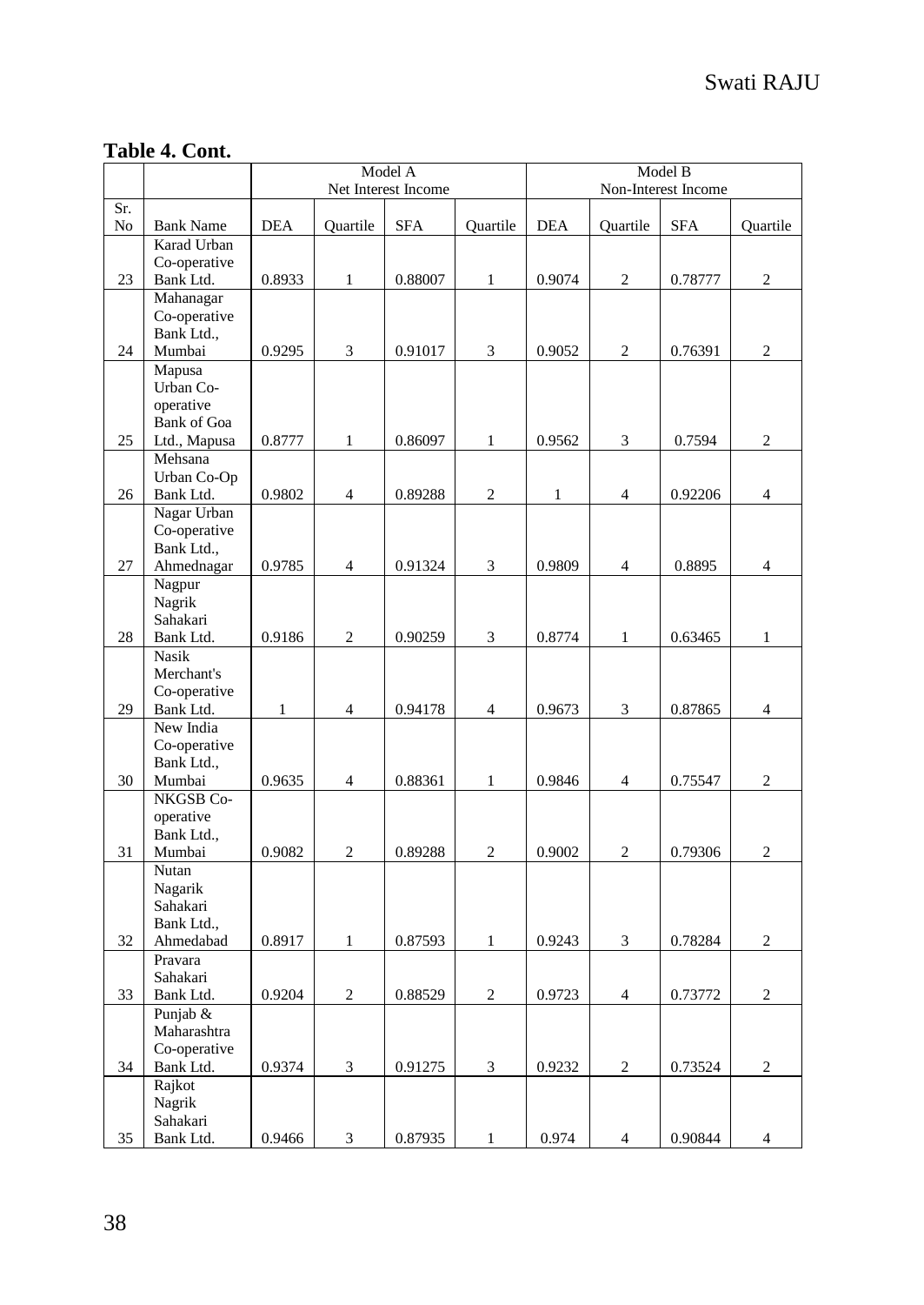**Table 4. Cont.**

| | | Model A Net Interest Income | | | | Model B Non-Interest Income | | | |
|---|---|---|---|---|---|---|---|---|---|
| Sr. No | Bank Name | DEA | Quartile | SFA | Quartile | DEA | Quartile | SFA | Quartile |
| 23 | Karad Urban Co-operative Bank Ltd. | 0.8933 | 1 | 0.88007 | 1 | 0.9074 | 2 | 0.78777 | 2 |
| 24 | Mahanagar Co-operative Bank Ltd., Mumbai | 0.9295 | 3 | 0.91017 | 3 | 0.9052 | 2 | 0.76391 | 2 |
| 25 | Mapusa Urban Co-operative Bank of Goa Ltd., Mapusa | 0.8777 | 1 | 0.86097 | 1 | 0.9562 | 3 | 0.7594 | 2 |
| 26 | Mehsana Urban Co-Op Bank Ltd. | 0.9802 | 4 | 0.89288 | 2 | 1 | 4 | 0.92206 | 4 |
| 27 | Nagar Urban Co-operative Bank Ltd., Ahmednagar | 0.9785 | 4 | 0.91324 | 3 | 0.9809 | 4 | 0.8895 | 4 |
| 28 | Nagpur Nagrik Sahakari Bank Ltd. | 0.9186 | 2 | 0.90259 | 3 | 0.8774 | 1 | 0.63465 | 1 |
| 29 | Nasik Merchant's Co-operative Bank Ltd. | 1 | 4 | 0.94178 | 4 | 0.9673 | 3 | 0.87865 | 4 |
| 30 | New India Co-operative Bank Ltd., Mumbai | 0.9635 | 4 | 0.88361 | 1 | 0.9846 | 4 | 0.75547 | 2 |
| 31 | NKGSB Co-operative Bank Ltd., Mumbai | 0.9082 | 2 | 0.89288 | 2 | 0.9002 | 2 | 0.79306 | 2 |
| 32 | Nutan Nagarik Sahakari Bank Ltd., Ahmedabad | 0.8917 | 1 | 0.87593 | 1 | 0.9243 | 3 | 0.78284 | 2 |
| 33 | Pravara Sahakari Bank Ltd. | 0.9204 | 2 | 0.88529 | 2 | 0.9723 | 4 | 0.73772 | 2 |
| 34 | Punjab & Maharashtra Co-operative Bank Ltd. | 0.9374 | 3 | 0.91275 | 3 | 0.9232 | 2 | 0.73524 | 2 |
| 35 | Rajkot Nagrik Sahakari Bank Ltd. | 0.9466 | 3 | 0.87935 | 1 | 0.974 | 4 | 0.90844 | 4 |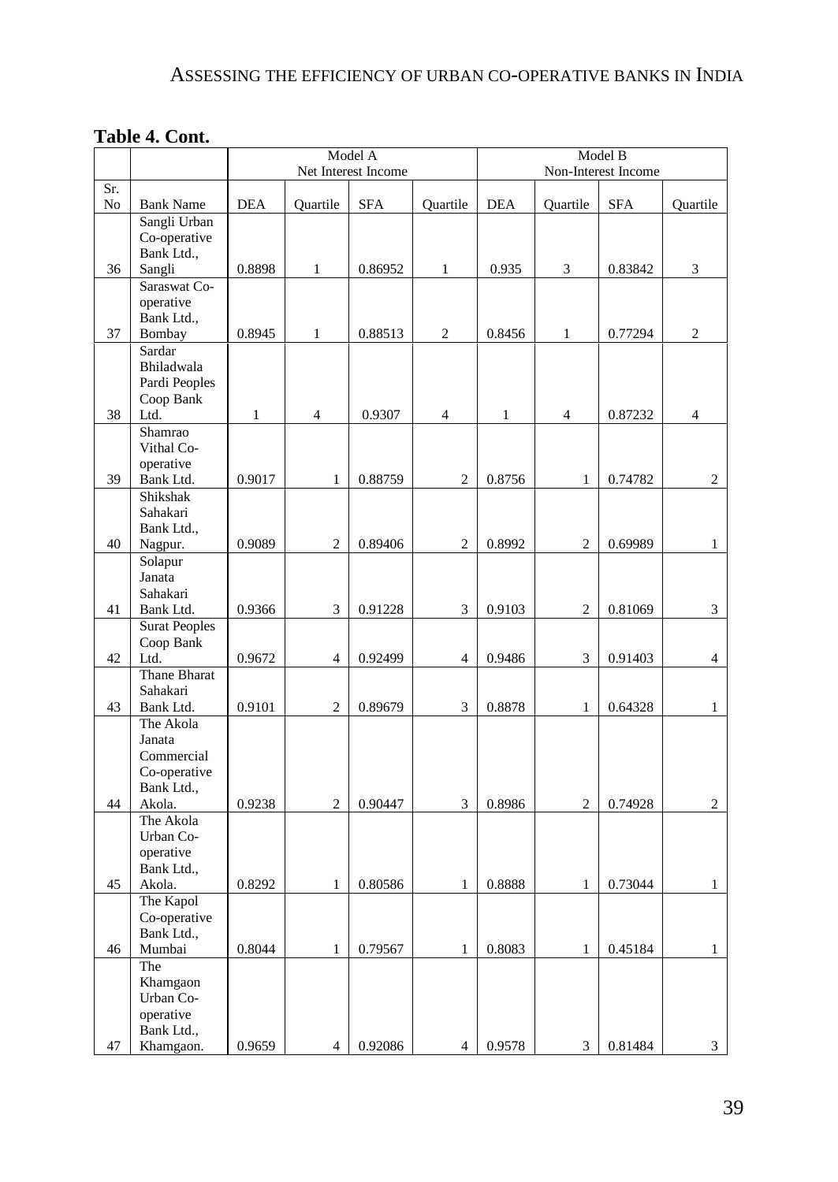**Table 4. Cont.**

| | | Model A Net Interest Income | | | | Model B Non-Interest Income | | | |
|---|---|---|---|---|---|---|---|---|---|
| Sr. No | Bank Name | DEA | Quartile | SFA | Quartile | DEA | Quartile | SFA | Quartile |
| 36 | Sangli Urban Co-operative Bank Ltd., Sangli | 0.8898 | 1 | 0.86952 | 1 | 0.935 | 3 | 0.83842 | 3 |
| 37 | Saraswat Co-operative Bank Ltd., Bombay | 0.8945 | 1 | 0.88513 | 2 | 0.8456 | 1 | 0.77294 | 2 |
| 38 | Sardar Bhiladwala Pardi Peoples Coop Bank Ltd. | 1 | 4 | 0.9307 | 4 | 1 | 4 | 0.87232 | 4 |
| 39 | Shamrao Vithal Co-operative Bank Ltd. | 0.9017 | 1 | 0.88759 | 2 | 0.8756 | 1 | 0.74782 | 2 |
| 40 | Shikshak Sahakari Bank Ltd., Nagpur. | 0.9089 | 2 | 0.89406 | 2 | 0.8992 | 2 | 0.69989 | 1 |
| 41 | Solapur Janata Sahakari Bank Ltd. | 0.9366 | 3 | 0.91228 | 3 | 0.9103 | 2 | 0.81069 | 3 |
| 42 | Surat Peoples Coop Bank Ltd. | 0.9672 | 4 | 0.92499 | 4 | 0.9486 | 3 | 0.91403 | 4 |
| 43 | Thane Bharat Sahakari Bank Ltd. | 0.9101 | 2 | 0.89679 | 3 | 0.8878 | 1 | 0.64328 | 1 |
| 44 | The Akola Janata Commercial Co-operative Bank Ltd., Akola. | 0.9238 | 2 | 0.90447 | 3 | 0.8986 | 2 | 0.74928 | 2 |
| 45 | The Akola Urban Co-operative Bank Ltd., Akola. | 0.8292 | 1 | 0.80586 | 1 | 0.8888 | 1 | 0.73044 | 1 |
| 46 | The Kapol Co-operative Bank Ltd., Mumbai | 0.8044 | 1 | 0.79567 | 1 | 0.8083 | 1 | 0.45184 | 1 |
| 47 | The Khamgaon Urban Co-operative Bank Ltd., Khamgaon. | 0.9659 | 4 | 0.92086 | 4 | 0.9578 | 3 | 0.81484 | 3 |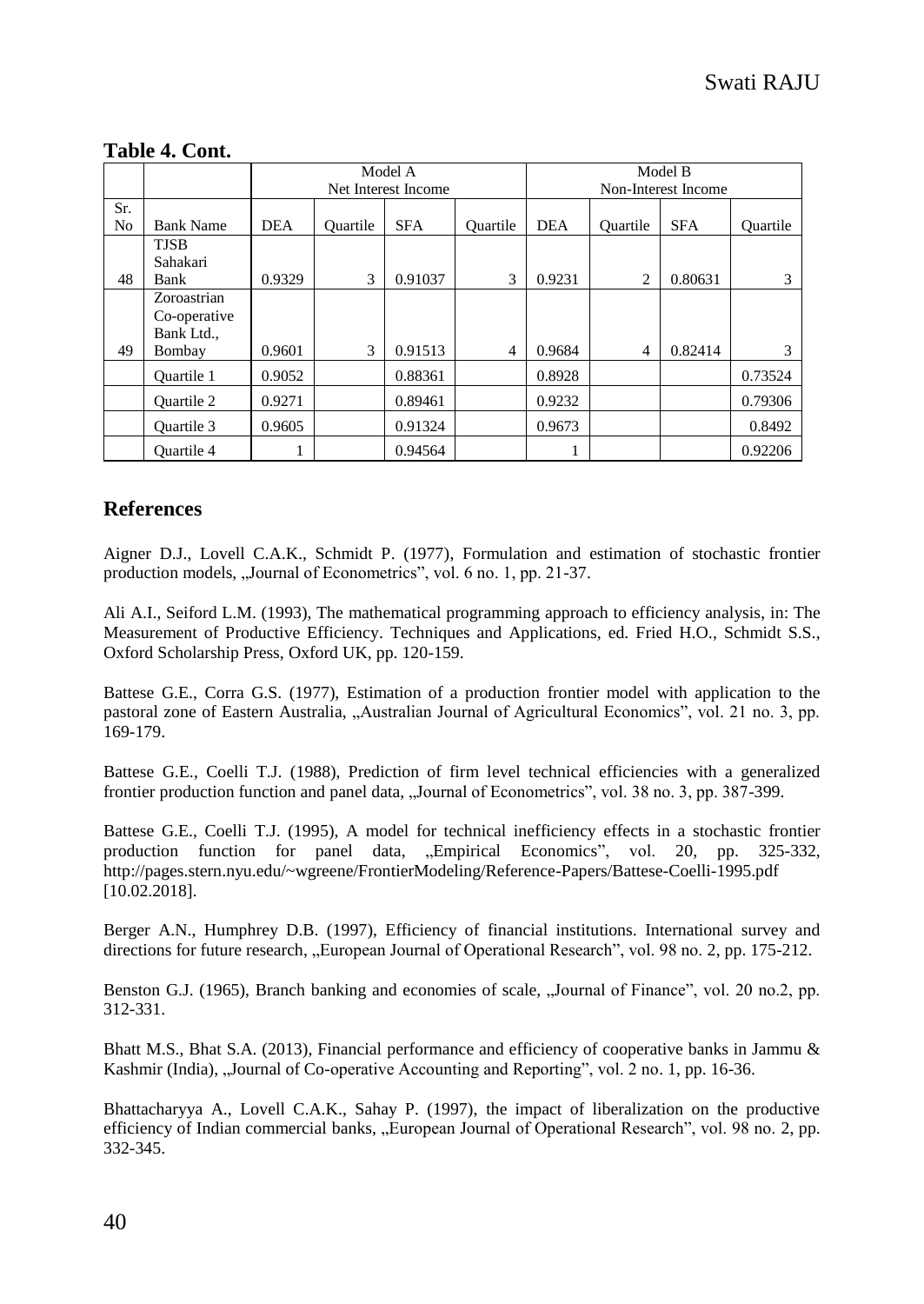**Table 4. Cont.**

| | | Model A Net Interest Income | | | | Model B Non-Interest Income | | | |
|---|---|---|---|---|---|---|---|---|---|
| Sr. No | Bank Name | DEA | Quartile | SFA | Quartile | DEA | Quartile | SFA | Quartile |
| 48 | TJSB Sahakari Bank | 0.9329 | 3 | 0.91037 | 3 | 0.9231 | 2 | 0.80631 | 3 |
| 49 | Zoroastrian Co-operative Bank Ltd., Bombay | 0.9601 | 3 | 0.91513 | 4 | 0.9684 | 4 | 0.82414 | 3 |
| | Quartile 1 | 0.9052 | | 0.88361 | | 0.8928 | | | 0.73524 |
| | Quartile 2 | 0.9271 | | 0.89461 | | 0.9232 | | | 0.79306 |
| | Quartile 3 | 0.9605 | | 0.91324 | | 0.9673 | | | 0.8492 |
| | Quartile 4 | 1 | | 0.94564 | | 1 | | | 0.92206 |

## References

Aigner D.J., Lovell C.A.K., Schmidt P. (1977), Formulation and estimation of stochastic frontier production models, „Journal of Econometrics", vol. 6 no. 1, pp. 21-37.

Ali A.I., Seiford L.M. (1993), The mathematical programming approach to efficiency analysis, in: The Measurement of Productive Efficiency. Techniques and Applications, ed. Fried H.O., Schmidt S.S., Oxford Scholarship Press, Oxford UK, pp. 120-159.

Battese G.E., Corra G.S. (1977), Estimation of a production frontier model with application to the pastoral zone of Eastern Australia, „Australian Journal of Agricultural Economics", vol. 21 no. 3, pp. 169-179.

Battese G.E., Coelli T.J. (1988), Prediction of firm level technical efficiencies with a generalized frontier production function and panel data, „Journal of Econometrics", vol. 38 no. 3, pp. 387-399.

Battese G.E., Coelli T.J. (1995), A model for technical inefficiency effects in a stochastic frontier production function for panel data, „Empirical Economics", vol. 20, pp. 325-332, http://pages.stern.nyu.edu/~wgreene/FrontierModeling/Reference-Papers/Battese-Coelli-1995.pdf [10.02.2018].

Berger A.N., Humphrey D.B. (1997), Efficiency of financial institutions. International survey and directions for future research, „European Journal of Operational Research", vol. 98 no. 2, pp. 175-212.

Benston G.J. (1965), Branch banking and economies of scale, „Journal of Finance", vol. 20 no.2, pp. 312-331.

Bhatt M.S., Bhat S.A. (2013), Financial performance and efficiency of cooperative banks in Jammu & Kashmir (India), „Journal of Co-operative Accounting and Reporting", vol. 2 no. 1, pp. 16-36.

Bhattacharyya A., Lovell C.A.K., Sahay P. (1997), the impact of liberalization on the productive efficiency of Indian commercial banks, „European Journal of Operational Research", vol. 98 no. 2, pp. 332-345.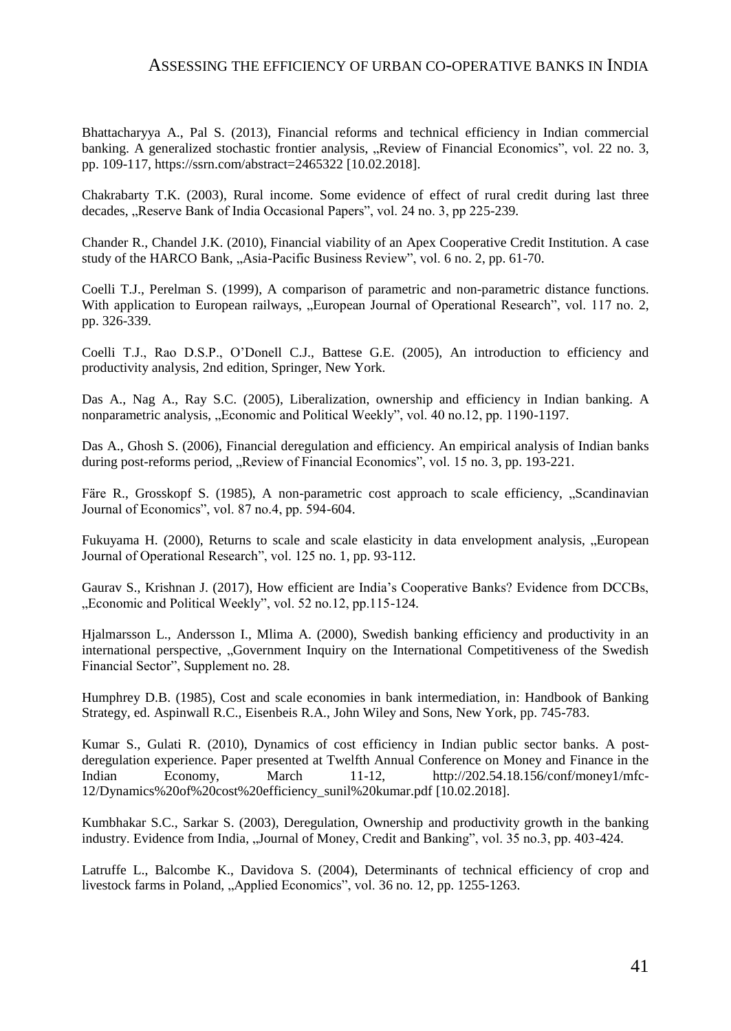Bhattacharyya A., Pal S. (2013), Financial reforms and technical efficiency in Indian commercial banking. A generalized stochastic frontier analysis, „Review of Financial Economics", vol. 22 no. 3, pp. 109-117, https://ssrn.com/abstract=2465322 [10.02.2018].

Chakrabarty T.K. (2003), Rural income. Some evidence of effect of rural credit during last three decades, „Reserve Bank of India Occasional Papers", vol. 24 no. 3, pp 225-239.

Chander R., Chandel J.K. (2010), Financial viability of an Apex Cooperative Credit Institution. A case study of the HARCO Bank, „Asia-Pacific Business Review", vol. 6 no. 2, pp. 61-70.

Coelli T.J., Perelman S. (1999), A comparison of parametric and non-parametric distance functions. With application to European railways, „European Journal of Operational Research", vol. 117 no. 2, pp. 326-339.

Coelli T.J., Rao D.S.P., O'Donell C.J., Battese G.E. (2005), An introduction to efficiency and productivity analysis, 2nd edition, Springer, New York.

Das A., Nag A., Ray S.C. (2005), Liberalization, ownership and efficiency in Indian banking. A nonparametric analysis, „Economic and Political Weekly", vol. 40 no.12, pp. 1190-1197.

Das A., Ghosh S. (2006), Financial deregulation and efficiency. An empirical analysis of Indian banks during post-reforms period, „Review of Financial Economics", vol. 15 no. 3, pp. 193-221.

Färe R., Grosskopf S. (1985), A non-parametric cost approach to scale efficiency, „Scandinavian Journal of Economics", vol. 87 no.4, pp. 594-604.

Fukuyama H. (2000), Returns to scale and scale elasticity in data envelopment analysis, „European Journal of Operational Research", vol. 125 no. 1, pp. 93-112.

Gaurav S., Krishnan J. (2017), How efficient are India's Cooperative Banks? Evidence from DCCBs, „Economic and Political Weekly", vol. 52 no.12, pp.115-124.

Hjalmarsson L., Andersson I., Mlima A. (2000), Swedish banking efficiency and productivity in an international perspective, „Government Inquiry on the International Competitiveness of the Swedish Financial Sector", Supplement no. 28.

Humphrey D.B. (1985), Cost and scale economies in bank intermediation, in: Handbook of Banking Strategy, ed. Aspinwall R.C., Eisenbeis R.A., John Wiley and Sons, New York, pp. 745-783.

Kumar S., Gulati R. (2010), Dynamics of cost efficiency in Indian public sector banks. A post-deregulation experience. Paper presented at Twelfth Annual Conference on Money and Finance in the Indian Economy, March 11-12, http://202.54.18.156/conf/money1/mfc-12/Dynamics%20of%20cost%20efficiency_sunil%20kumar.pdf [10.02.2018].

Kumbhakar S.C., Sarkar S. (2003), Deregulation, Ownership and productivity growth in the banking industry. Evidence from India, „Journal of Money, Credit and Banking", vol. 35 no.3, pp. 403-424.

Latruffe L., Balcombe K., Davidova S. (2004), Determinants of technical efficiency of crop and livestock farms in Poland, „Applied Economics", vol. 36 no. 12, pp. 1255-1263.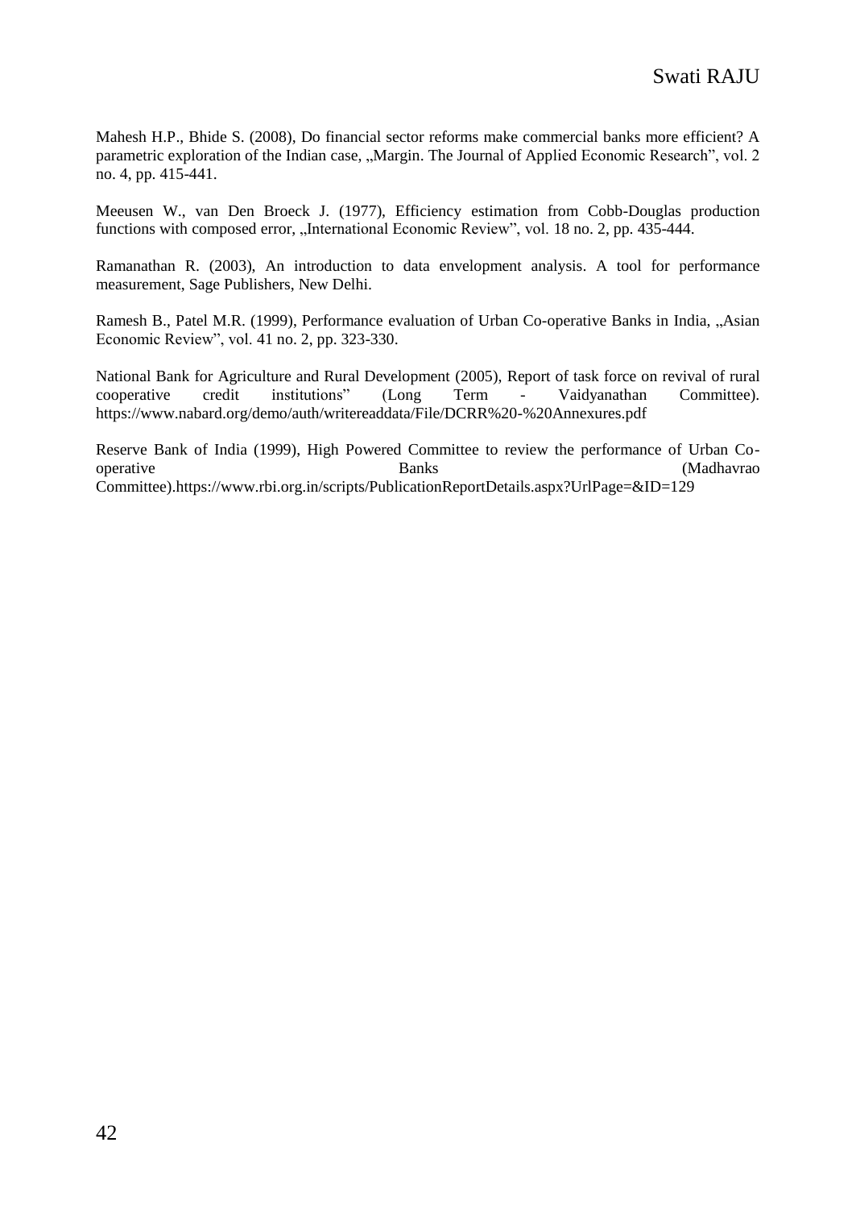Mahesh H.P., Bhide S. (2008), Do financial sector reforms make commercial banks more efficient? A parametric exploration of the Indian case, „Margin. The Journal of Applied Economic Research", vol. 2 no. 4, pp. 415-441.

Meeusen W., van Den Broeck J. (1977), Efficiency estimation from Cobb-Douglas production functions with composed error, „International Economic Review", vol. 18 no. 2, pp. 435-444.

Ramanathan R. (2003), An introduction to data envelopment analysis. A tool for performance measurement, Sage Publishers, New Delhi.

Ramesh B., Patel M.R. (1999), Performance evaluation of Urban Co-operative Banks in India, „Asian Economic Review", vol. 41 no. 2, pp. 323-330.

National Bank for Agriculture and Rural Development (2005), Report of task force on revival of rural cooperative credit institutions" (Long Term - Vaidyanathan Committee). https://www.nabard.org/demo/auth/writereaddata/File/DCRR%20-%20Annexures.pdf

Reserve Bank of India (1999), High Powered Committee to review the performance of Urban Co-operative Banks (Madhavrao Committee).https://www.rbi.org.in/scripts/PublicationReportDetails.aspx?UrlPage=&ID=129